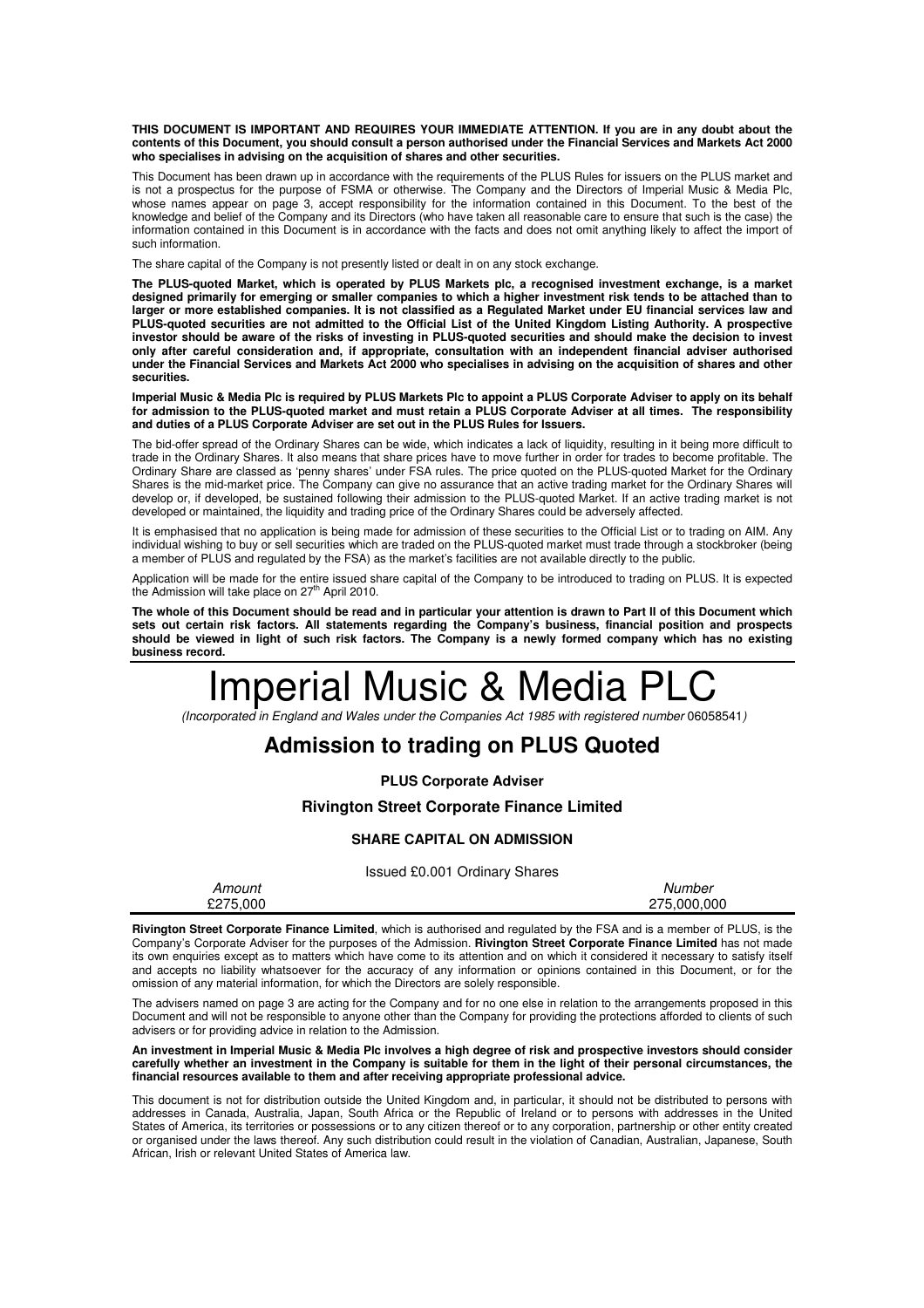**THIS DOCUMENT IS IMPORTANT AND REQUIRES YOUR IMMEDIATE ATTENTION. If you are in any doubt about the contents of this Document, you should consult a person authorised under the Financial Services and Markets Act 2000 who specialises in advising on the acquisition of shares and other securities.**

This Document has been drawn up in accordance with the requirements of the PLUS Rules for issuers on the PLUS market and is not a prospectus for the purpose of FSMA or otherwise. The Company and the Directors of Imperial Music & Media Plc, whose names appear on page 3, accept responsibility for the information contained in this Document. To the best of the knowledge and belief of the Company and its Directors (who have taken all reasonable care to ensure that such is the case) the information contained in this Document is in accordance with the facts and does not omit anything likely to affect the import of such information.

The share capital of the Company is not presently listed or dealt in on any stock exchange.

**The PLUS-quoted Market, which is operated by PLUS Markets plc, a recognised investment exchange, is a market designed primarily for emerging or smaller companies to which a higher investment risk tends to be attached than to larger or more established companies. It is not classified as a Regulated Market under EU financial services law and PLUS-quoted securities are not admitted to the Official List of the United Kingdom Listing Authority. A prospective investor should be aware of the risks of investing in PLUS-quoted securities and should make the decision to invest only after careful consideration and, if appropriate, consultation with an independent financial adviser authorised under the Financial Services and Markets Act 2000 who specialises in advising on the acquisition of shares and other securities.**

**Imperial Music & Media Plc is required by PLUS Markets Plc to appoint a PLUS Corporate Adviser to apply on its behalf for admission to the PLUS-quoted market and must retain a PLUS Corporate Adviser at all times. The responsibility and duties of a PLUS Corporate Adviser are set out in the PLUS Rules for Issuers.**

The bid-offer spread of the Ordinary Shares can be wide, which indicates a lack of liquidity, resulting in it being more difficult to trade in the Ordinary Shares. It also means that share prices have to move further in order for trades to become profitable. The Ordinary Share are classed as 'penny shares' under FSA rules. The price quoted on the PLUS-quoted Market for the Ordinary Shares is the mid-market price. The Company can give no assurance that an active trading market for the Ordinary Shares will develop or, if developed, be sustained following their admission to the PLUS-quoted Market. If an active trading market is not developed or maintained, the liquidity and trading price of the Ordinary Shares could be adversely affected.

It is emphasised that no application is being made for admission of these securities to the Official List or to trading on AIM. Any individual wishing to buy or sell securities which are traded on the PLUS-quoted market must trade through a stockbroker (being a member of PLUS and regulated by the FSA) as the market's facilities are not available directly to the public.

Application will be made for the entire issued share capital of the Company to be introduced to trading on PLUS. It is expected the Admission will take place on 27th April 2010.

**The whole of this Document should be read and in particular your attention is drawn to Part II of this Document which sets out certain risk factors. All statements regarding the Company's business, financial position and prospects should be viewed in light of such risk factors. The Company is a newly formed company which has no existing business record.**

# Imperial Music & Media PLC

*(Incorporated in England and Wales under the Companies Act 1985 with registered number* 06058541*)*

## Admission to trading on PLUS Quoted

**PLUS Corporate Adviser**

**Rivington Street Corporate Finance Limited**

**SHARE CAPITAL ON ADMISSION**

Issued £0.001 Ordinary Shares

| *Amount* | *Number* |
|---|---|
| £275,000 | 275,000,000 |

**Rivington Street Corporate Finance Limited**, which is authorised and regulated by the FSA and is a member of PLUS, is the Company's Corporate Adviser for the purposes of the Admission. **Rivington Street Corporate Finance Limited** has not made its own enquiries except as to matters which have come to its attention and on which it considered it necessary to satisfy itself and accepts no liability whatsoever for the accuracy of any information or opinions contained in this Document, or for the omission of any material information, for which the Directors are solely responsible.

The advisers named on page 3 are acting for the Company and for no one else in relation to the arrangements proposed in this Document and will not be responsible to anyone other than the Company for providing the protections afforded to clients of such advisers or for providing advice in relation to the Admission.

**An investment in Imperial Music & Media Plc involves a high degree of risk and prospective investors should consider carefully whether an investment in the Company is suitable for them in the light of their personal circumstances, the financial resources available to them and after receiving appropriate professional advice.**

This document is not for distribution outside the United Kingdom and, in particular, it should not be distributed to persons with addresses in Canada, Australia, Japan, South Africa or the Republic of Ireland or to persons with addresses in the United States of America, its territories or possessions or to any citizen thereof or to any corporation, partnership or other entity created or organised under the laws thereof. Any such distribution could result in the violation of Canadian, Australian, Japanese, South African, Irish or relevant United States of America law.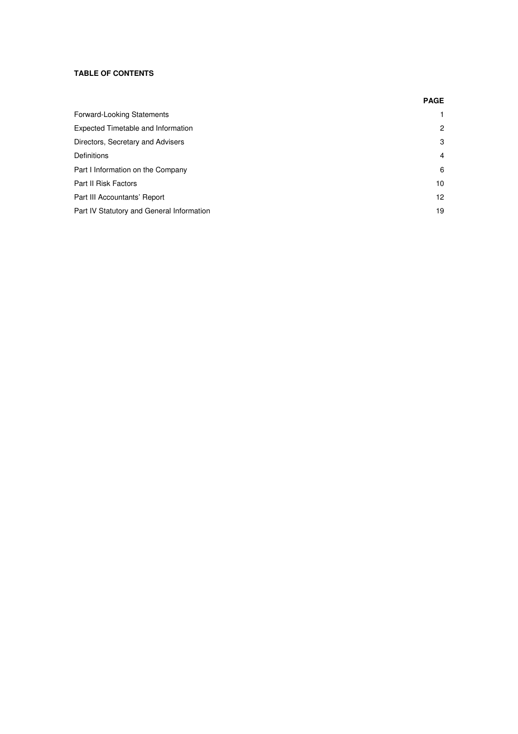**TABLE OF CONTENTS**

| | **PAGE** |
|---|---|
| Forward-Looking Statements | 1 |
| Expected Timetable and Information | 2 |
| Directors, Secretary and Advisers | 3 |
| Definitions | 4 |
| Part I Information on the Company | 6 |
| Part II Risk Factors | 10 |
| Part III Accountants' Report | 12 |
| Part IV Statutory and General Information | 19 |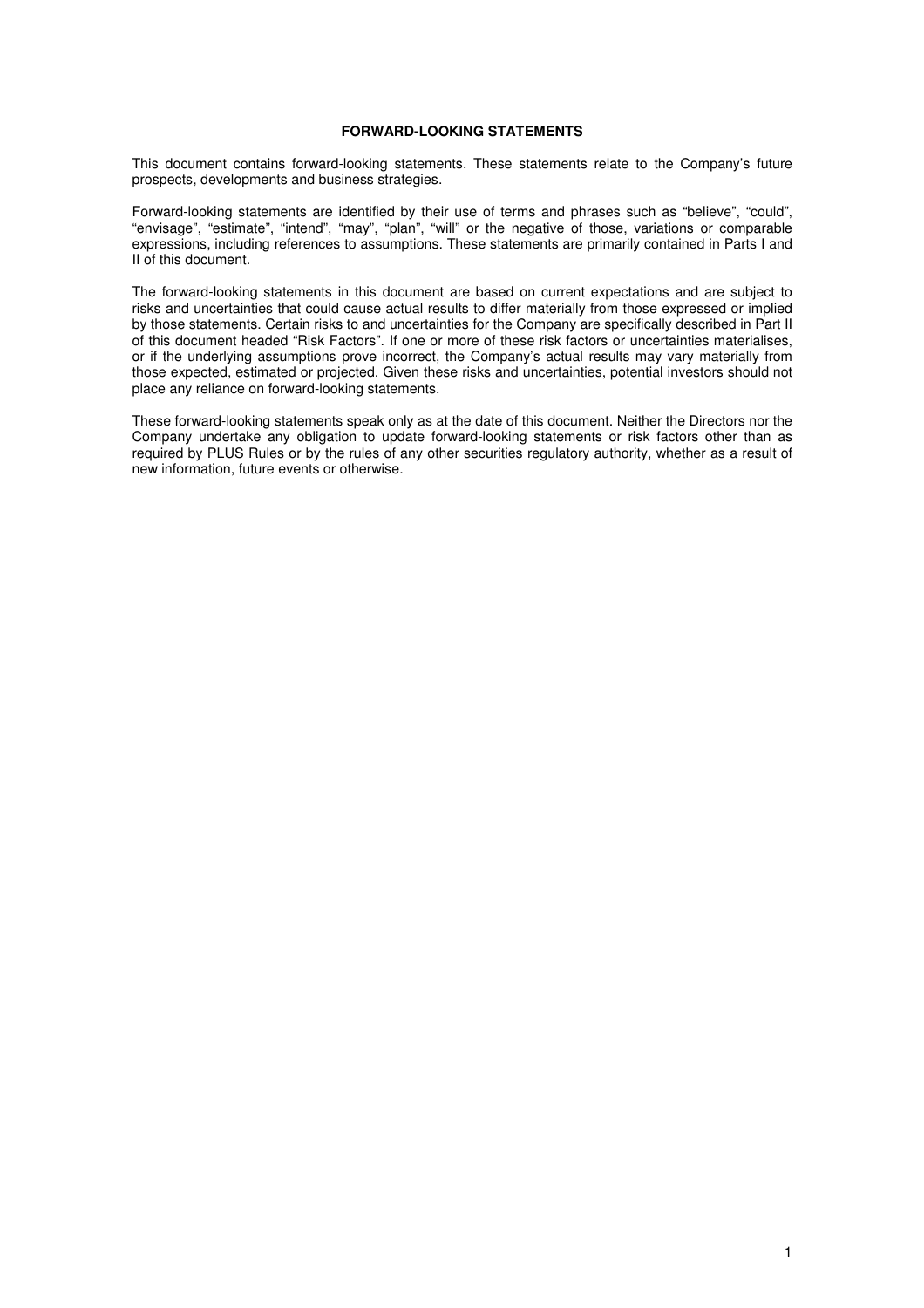## FORWARD-LOOKING STATEMENTS

This document contains forward-looking statements. These statements relate to the Company's future prospects, developments and business strategies.

Forward-looking statements are identified by their use of terms and phrases such as "believe", "could", "envisage", "estimate", "intend", "may", "plan", "will" or the negative of those, variations or comparable expressions, including references to assumptions. These statements are primarily contained in Parts I and II of this document.

The forward-looking statements in this document are based on current expectations and are subject to risks and uncertainties that could cause actual results to differ materially from those expressed or implied by those statements. Certain risks to and uncertainties for the Company are specifically described in Part II of this document headed "Risk Factors". If one or more of these risk factors or uncertainties materialises, or if the underlying assumptions prove incorrect, the Company's actual results may vary materially from those expected, estimated or projected. Given these risks and uncertainties, potential investors should not place any reliance on forward-looking statements.

These forward-looking statements speak only as at the date of this document. Neither the Directors nor the Company undertake any obligation to update forward-looking statements or risk factors other than as required by PLUS Rules or by the rules of any other securities regulatory authority, whether as a result of new information, future events or otherwise.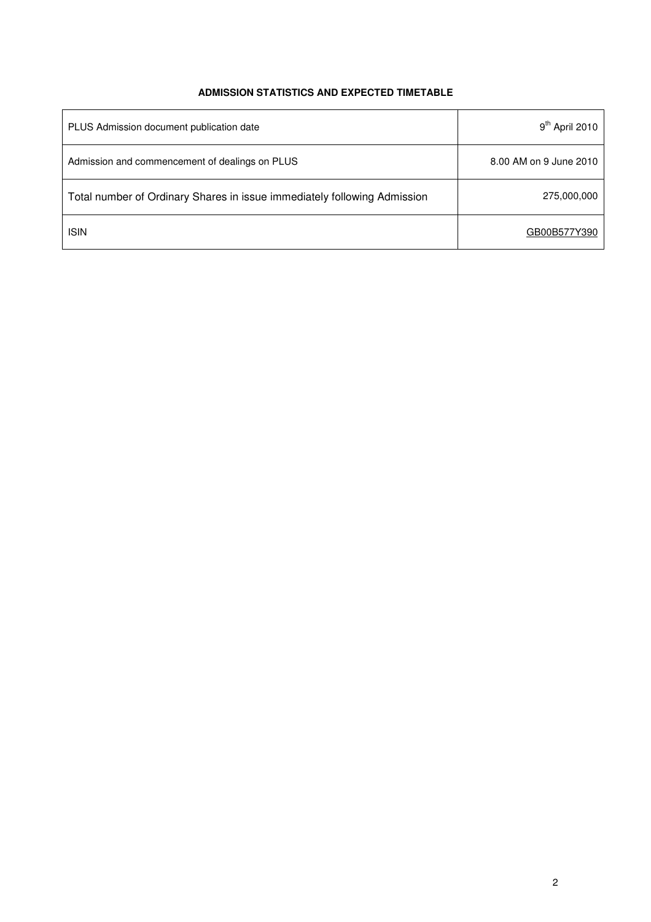**ADMISSION STATISTICS AND EXPECTED TIMETABLE**

| | |
|---|---|
| PLUS Admission document publication date | 9th April 2010 |
| Admission and commencement of dealings on PLUS | 8.00 AM on 9 June 2010 |
| Total number of Ordinary Shares in issue immediately following Admission | 275,000,000 |
| ISIN | GB00B577Y390 |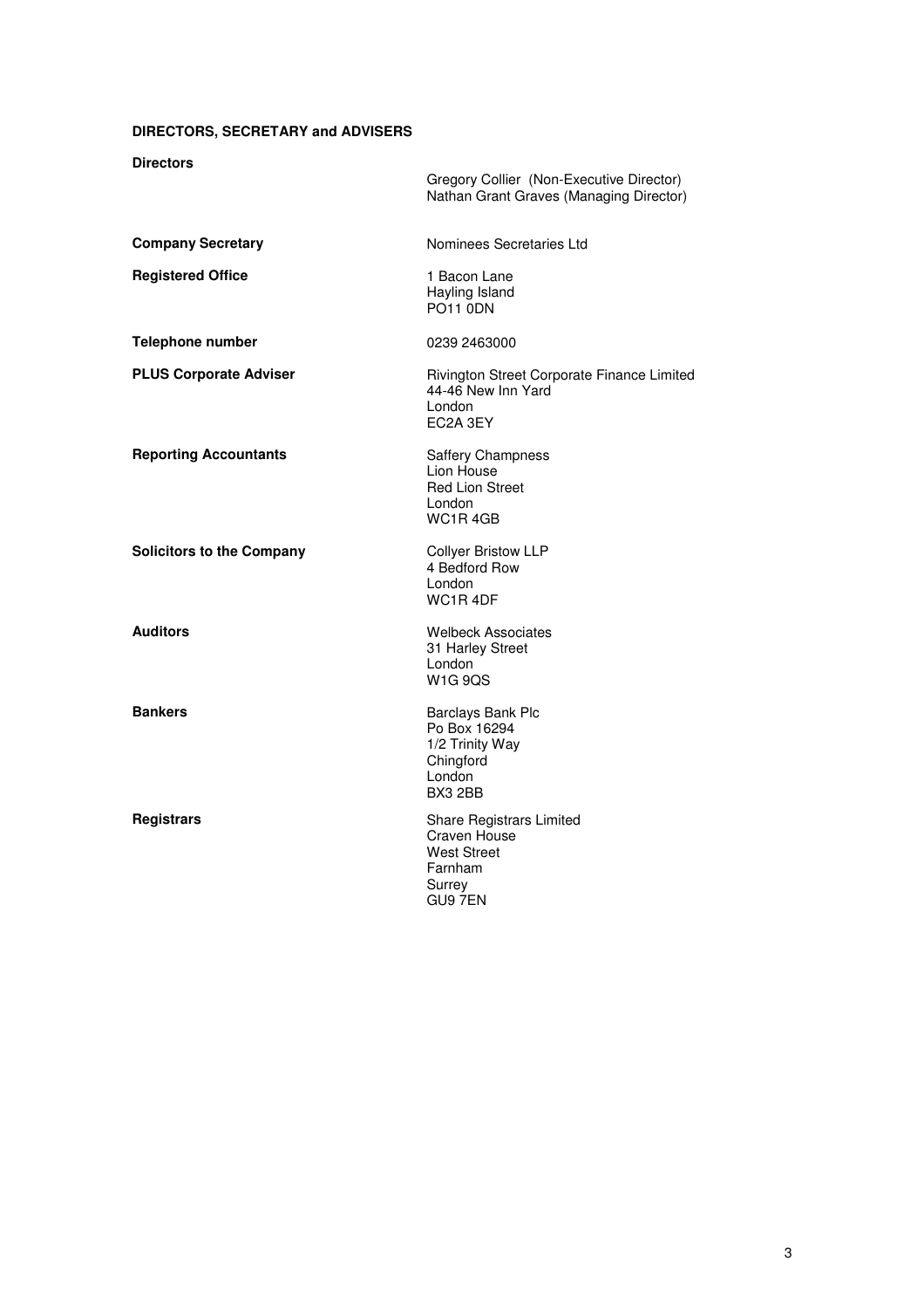## DIRECTORS, SECRETARY and ADVISERS

| | |
|---|---|
| **Directors** | Gregory Collier (Non-Executive Director)<br>Nathan Grant Graves (Managing Director) |
| **Company Secretary** | Nominees Secretaries Ltd |
| **Registered Office** | 1 Bacon Lane<br>Hayling Island<br>PO11 0DN |
| **Telephone number** | 0239 2463000 |
| **PLUS Corporate Adviser** | Rivington Street Corporate Finance Limited<br>44-46 New Inn Yard<br>London<br>EC2A 3EY |
| **Reporting Accountants** | Saffery Champness<br>Lion House<br>Red Lion Street<br>London<br>WC1R 4GB |
| **Solicitors to the Company** | Collyer Bristow LLP<br>4 Bedford Row<br>London<br>WC1R 4DF |
| **Auditors** | Welbeck Associates<br>31 Harley Street<br>London<br>W1G 9QS |
| **Bankers** | Barclays Bank Plc<br>Po Box 16294<br>1/2 Trinity Way<br>Chingford<br>London<br>BX3 2BB |
| **Registrars** | Share Registrars Limited<br>Craven House<br>West Street<br>Farnham<br>Surrey<br>GU9 7EN |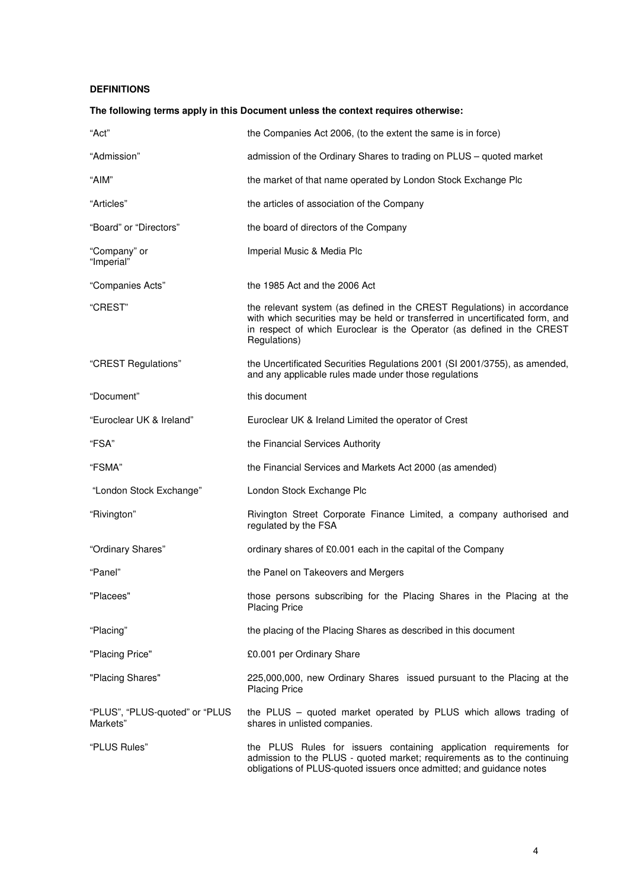**DEFINITIONS**

**The following terms apply in this Document unless the context requires otherwise:**

| | |
|---|---|
| "Act" | the Companies Act 2006, (to the extent the same is in force) |
| "Admission" | admission of the Ordinary Shares to trading on PLUS – quoted market |
| "AIM" | the market of that name operated by London Stock Exchange Plc |
| "Articles" | the articles of association of the Company |
| "Board" or "Directors" | the board of directors of the Company |
| "Company" or "Imperial" | Imperial Music & Media Plc |
| "Companies Acts" | the 1985 Act and the 2006 Act |
| "CREST" | the relevant system (as defined in the CREST Regulations) in accordance with which securities may be held or transferred in uncertificated form, and in respect of which Euroclear is the Operator (as defined in the CREST Regulations) |
| "CREST Regulations" | the Uncertificated Securities Regulations 2001 (SI 2001/3755), as amended, and any applicable rules made under those regulations |
| "Document" | this document |
| "Euroclear UK & Ireland" | Euroclear UK & Ireland Limited the operator of Crest |
| "FSA" | the Financial Services Authority |
| "FSMA" | the Financial Services and Markets Act 2000 (as amended) |
| "London Stock Exchange" | London Stock Exchange Plc |
| "Rivington" | Rivington Street Corporate Finance Limited, a company authorised and regulated by the FSA |
| "Ordinary Shares" | ordinary shares of £0.001 each in the capital of the Company |
| "Panel" | the Panel on Takeovers and Mergers |
| "Placees" | those persons subscribing for the Placing Shares in the Placing at the Placing Price |
| "Placing" | the placing of the Placing Shares as described in this document |
| "Placing Price" | £0.001 per Ordinary Share |
| "Placing Shares" | 225,000,000, new Ordinary Shares issued pursuant to the Placing at the Placing Price |
| "PLUS", "PLUS-quoted" or "PLUS Markets" | the PLUS – quoted market operated by PLUS which allows trading of shares in unlisted companies. |
| "PLUS Rules" | the PLUS Rules for issuers containing application requirements for admission to the PLUS - quoted market; requirements as to the continuing obligations of PLUS-quoted issuers once admitted; and guidance notes |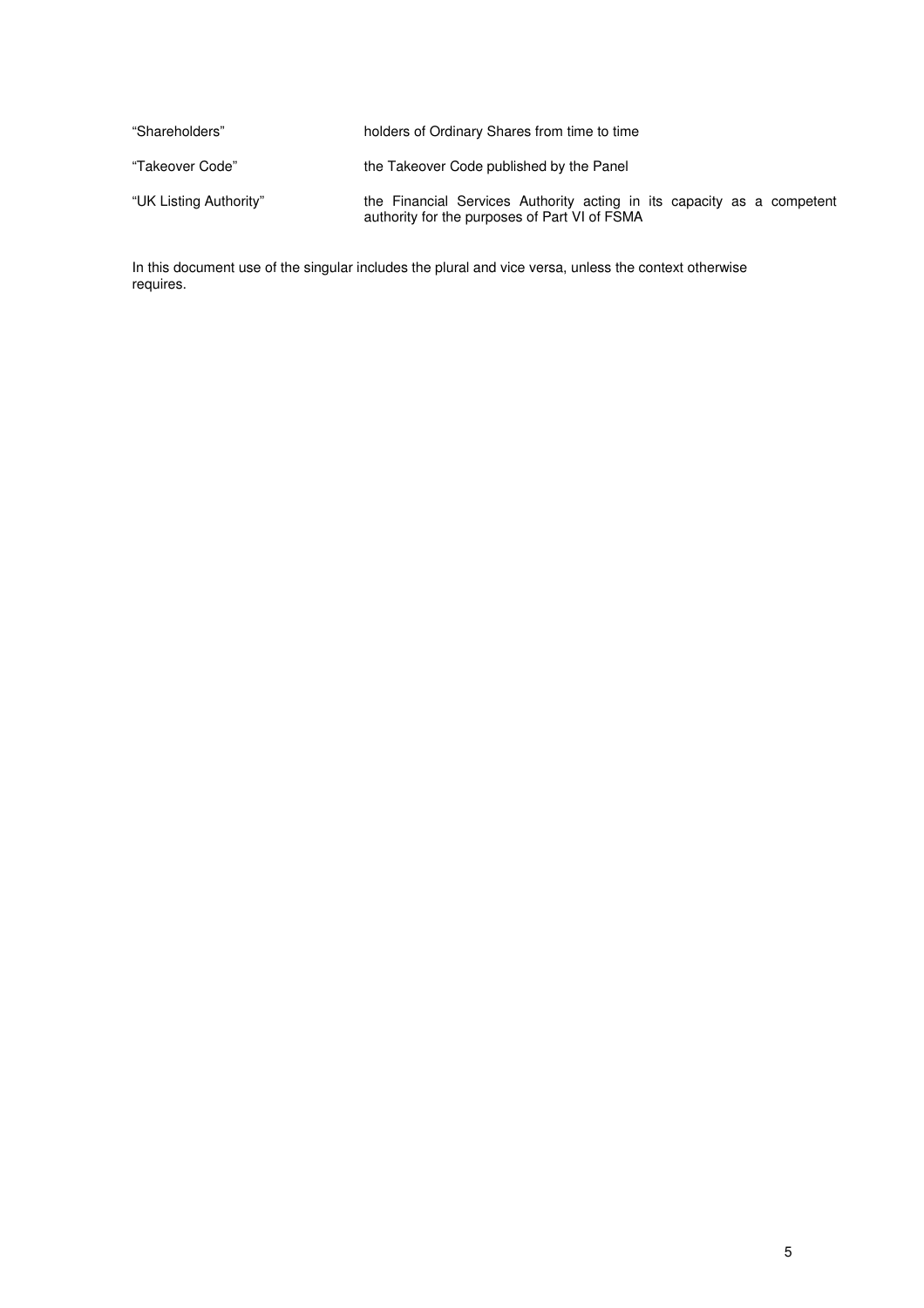| | |
|---|---|
| "Shareholders" | holders of Ordinary Shares from time to time |
| "Takeover Code" | the Takeover Code published by the Panel |
| "UK Listing Authority" | the Financial Services Authority acting in its capacity as a competent authority for the purposes of Part VI of FSMA |

In this document use of the singular includes the plural and vice versa, unless the context otherwise requires.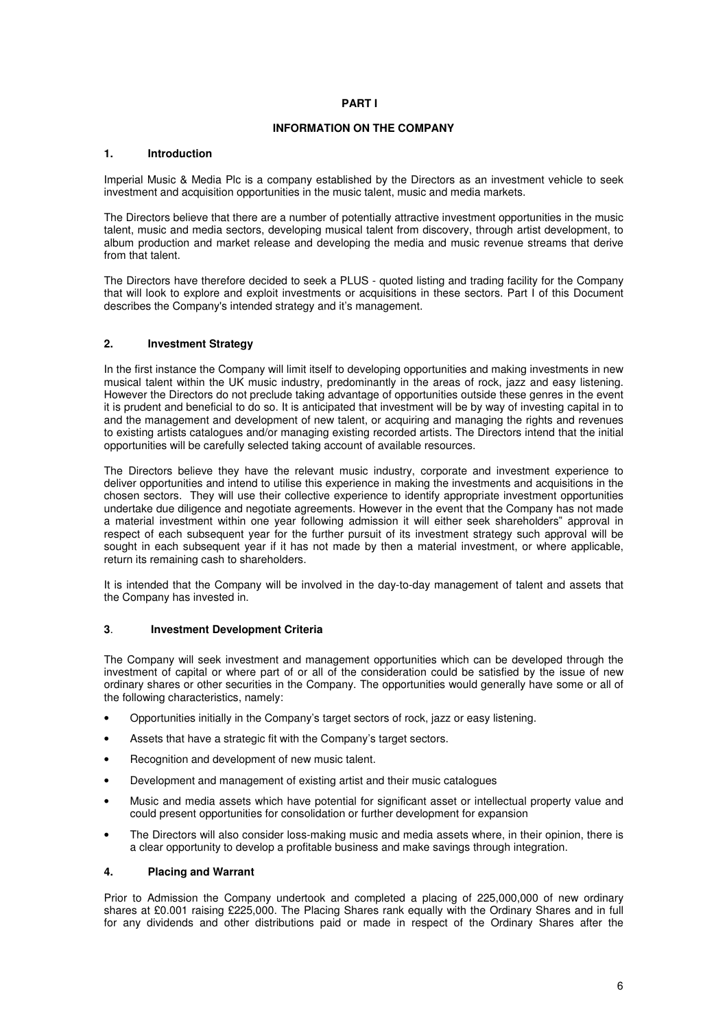# PART I

## INFORMATION ON THE COMPANY

### 1. Introduction

Imperial Music & Media Plc is a company established by the Directors as an investment vehicle to seek investment and acquisition opportunities in the music talent, music and media markets.

The Directors believe that there are a number of potentially attractive investment opportunities in the music talent, music and media sectors, developing musical talent from discovery, through artist development, to album production and market release and developing the media and music revenue streams that derive from that talent.

The Directors have therefore decided to seek a PLUS - quoted listing and trading facility for the Company that will look to explore and exploit investments or acquisitions in these sectors. Part I of this Document describes the Company's intended strategy and it's management.

### 2. Investment Strategy

In the first instance the Company will limit itself to developing opportunities and making investments in new musical talent within the UK music industry, predominantly in the areas of rock, jazz and easy listening. However the Directors do not preclude taking advantage of opportunities outside these genres in the event it is prudent and beneficial to do so. It is anticipated that investment will be by way of investing capital in to and the management and development of new talent, or acquiring and managing the rights and revenues to existing artists catalogues and/or managing existing recorded artists. The Directors intend that the initial opportunities will be carefully selected taking account of available resources.

The Directors believe they have the relevant music industry, corporate and investment experience to deliver opportunities and intend to utilise this experience in making the investments and acquisitions in the chosen sectors. They will use their collective experience to identify appropriate investment opportunities undertake due diligence and negotiate agreements. However in the event that the Company has not made a material investment within one year following admission it will either seek shareholders" approval in respect of each subsequent year for the further pursuit of its investment strategy such approval will be sought in each subsequent year if it has not made by then a material investment, or where applicable, return its remaining cash to shareholders.

It is intended that the Company will be involved in the day-to-day management of talent and assets that the Company has invested in.

### 3. Investment Development Criteria

The Company will seek investment and management opportunities which can be developed through the investment of capital or where part of or all of the consideration could be satisfied by the issue of new ordinary shares or other securities in the Company. The opportunities would generally have some or all of the following characteristics, namely:

- Opportunities initially in the Company's target sectors of rock, jazz or easy listening.
- Assets that have a strategic fit with the Company's target sectors.
- Recognition and development of new music talent.
- Development and management of existing artist and their music catalogues
- Music and media assets which have potential for significant asset or intellectual property value and could present opportunities for consolidation or further development for expansion
- The Directors will also consider loss-making music and media assets where, in their opinion, there is a clear opportunity to develop a profitable business and make savings through integration.

### 4. Placing and Warrant

Prior to Admission the Company undertook and completed a placing of 225,000,000 of new ordinary shares at £0.001 raising £225,000. The Placing Shares rank equally with the Ordinary Shares and in full for any dividends and other distributions paid or made in respect of the Ordinary Shares after the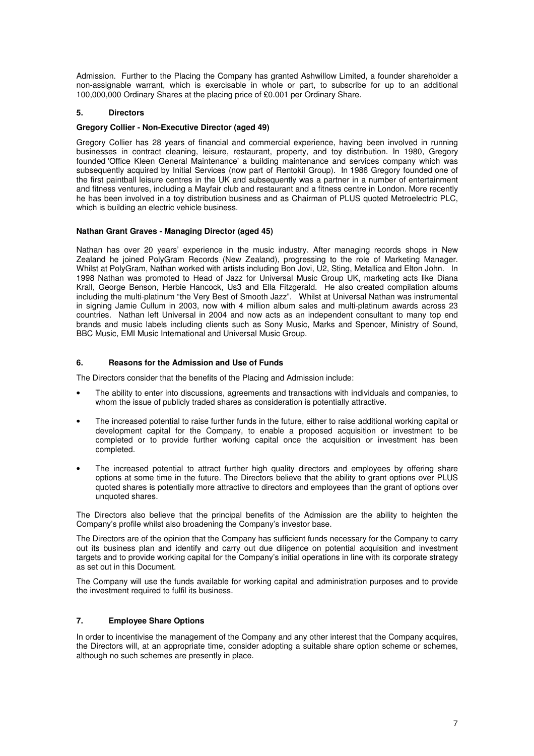Admission. Further to the Placing the Company has granted Ashwillow Limited, a founder shareholder a non-assignable warrant, which is exercisable in whole or part, to subscribe for up to an additional 100,000,000 Ordinary Shares at the placing price of £0.001 per Ordinary Share.

## 5. Directors

**Gregory Collier - Non-Executive Director (aged 49)**

Gregory Collier has 28 years of financial and commercial experience, having been involved in running businesses in contract cleaning, leisure, restaurant, property, and toy distribution. In 1980, Gregory founded 'Office Kleen General Maintenance' a building maintenance and services company which was subsequently acquired by Initial Services (now part of Rentokil Group). In 1986 Gregory founded one of the first paintball leisure centres in the UK and subsequently was a partner in a number of entertainment and fitness ventures, including a Mayfair club and restaurant and a fitness centre in London. More recently he has been involved in a toy distribution business and as Chairman of PLUS quoted Metroelectric PLC, which is building an electric vehicle business.

**Nathan Grant Graves - Managing Director (aged 45)**

Nathan has over 20 years' experience in the music industry. After managing records shops in New Zealand he joined PolyGram Records (New Zealand), progressing to the role of Marketing Manager. Whilst at PolyGram, Nathan worked with artists including Bon Jovi, U2, Sting, Metallica and Elton John. In 1998 Nathan was promoted to Head of Jazz for Universal Music Group UK, marketing acts like Diana Krall, George Benson, Herbie Hancock, Us3 and Ella Fitzgerald. He also created compilation albums including the multi-platinum "the Very Best of Smooth Jazz". Whilst at Universal Nathan was instrumental in signing Jamie Cullum in 2003, now with 4 million album sales and multi-platinum awards across 23 countries. Nathan left Universal in 2004 and now acts as an independent consultant to many top end brands and music labels including clients such as Sony Music, Marks and Spencer, Ministry of Sound, BBC Music, EMI Music International and Universal Music Group.

## 6. Reasons for the Admission and Use of Funds

The Directors consider that the benefits of the Placing and Admission include:

- The ability to enter into discussions, agreements and transactions with individuals and companies, to whom the issue of publicly traded shares as consideration is potentially attractive.
- The increased potential to raise further funds in the future, either to raise additional working capital or development capital for the Company, to enable a proposed acquisition or investment to be completed or to provide further working capital once the acquisition or investment has been completed.
- The increased potential to attract further high quality directors and employees by offering share options at some time in the future. The Directors believe that the ability to grant options over PLUS quoted shares is potentially more attractive to directors and employees than the grant of options over unquoted shares.

The Directors also believe that the principal benefits of the Admission are the ability to heighten the Company's profile whilst also broadening the Company's investor base.

The Directors are of the opinion that the Company has sufficient funds necessary for the Company to carry out its business plan and identify and carry out due diligence on potential acquisition and investment targets and to provide working capital for the Company's initial operations in line with its corporate strategy as set out in this Document.

The Company will use the funds available for working capital and administration purposes and to provide the investment required to fulfil its business.

## 7. Employee Share Options

In order to incentivise the management of the Company and any other interest that the Company acquires, the Directors will, at an appropriate time, consider adopting a suitable share option scheme or schemes, although no such schemes are presently in place.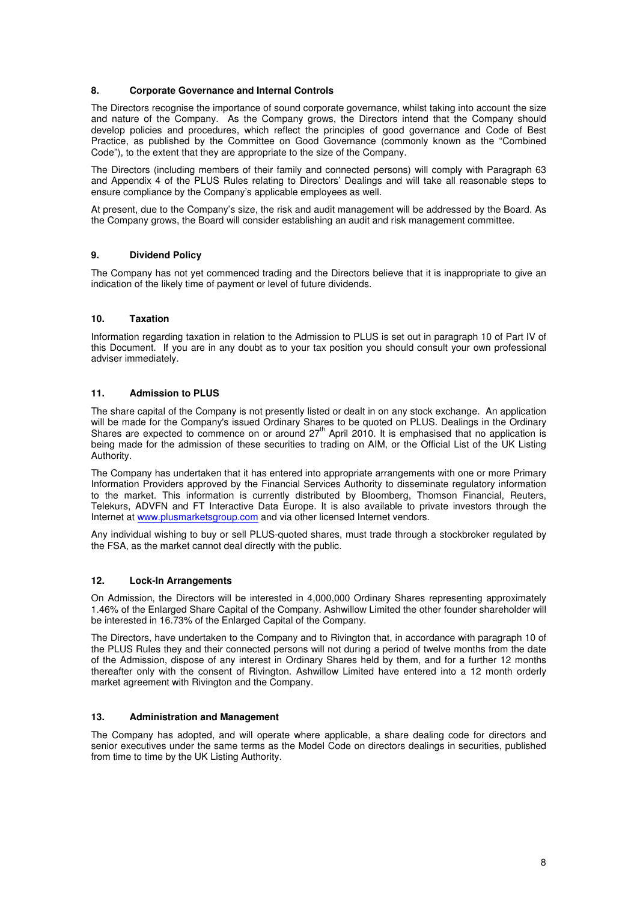### 8. Corporate Governance and Internal Controls

The Directors recognise the importance of sound corporate governance, whilst taking into account the size and nature of the Company. As the Company grows, the Directors intend that the Company should develop policies and procedures, which reflect the principles of good governance and Code of Best Practice, as published by the Committee on Good Governance (commonly known as the "Combined Code"), to the extent that they are appropriate to the size of the Company.

The Directors (including members of their family and connected persons) will comply with Paragraph 63 and Appendix 4 of the PLUS Rules relating to Directors' Dealings and will take all reasonable steps to ensure compliance by the Company's applicable employees as well.

At present, due to the Company's size, the risk and audit management will be addressed by the Board. As the Company grows, the Board will consider establishing an audit and risk management committee.

### 9. Dividend Policy

The Company has not yet commenced trading and the Directors believe that it is inappropriate to give an indication of the likely time of payment or level of future dividends.

### 10. Taxation

Information regarding taxation in relation to the Admission to PLUS is set out in paragraph 10 of Part IV of this Document. If you are in any doubt as to your tax position you should consult your own professional adviser immediately.

### 11. Admission to PLUS

The share capital of the Company is not presently listed or dealt in on any stock exchange. An application will be made for the Company's issued Ordinary Shares to be quoted on PLUS. Dealings in the Ordinary Shares are expected to commence on or around 27th April 2010. It is emphasised that no application is being made for the admission of these securities to trading on AIM, or the Official List of the UK Listing Authority.

The Company has undertaken that it has entered into appropriate arrangements with one or more Primary Information Providers approved by the Financial Services Authority to disseminate regulatory information to the market. This information is currently distributed by Bloomberg, Thomson Financial, Reuters, Telekurs, ADVFN and FT Interactive Data Europe. It is also available to private investors through the Internet at www.plusmarketsgroup.com and via other licensed Internet vendors.

Any individual wishing to buy or sell PLUS-quoted shares, must trade through a stockbroker regulated by the FSA, as the market cannot deal directly with the public.

### 12. Lock-In Arrangements

On Admission, the Directors will be interested in 4,000,000 Ordinary Shares representing approximately 1.46% of the Enlarged Share Capital of the Company. Ashwillow Limited the other founder shareholder will be interested in 16.73% of the Enlarged Capital of the Company.

The Directors, have undertaken to the Company and to Rivington that, in accordance with paragraph 10 of the PLUS Rules they and their connected persons will not during a period of twelve months from the date of the Admission, dispose of any interest in Ordinary Shares held by them, and for a further 12 months thereafter only with the consent of Rivington. Ashwillow Limited have entered into a 12 month orderly market agreement with Rivington and the Company.

### 13. Administration and Management

The Company has adopted, and will operate where applicable, a share dealing code for directors and senior executives under the same terms as the Model Code on directors dealings in securities, published from time to time by the UK Listing Authority.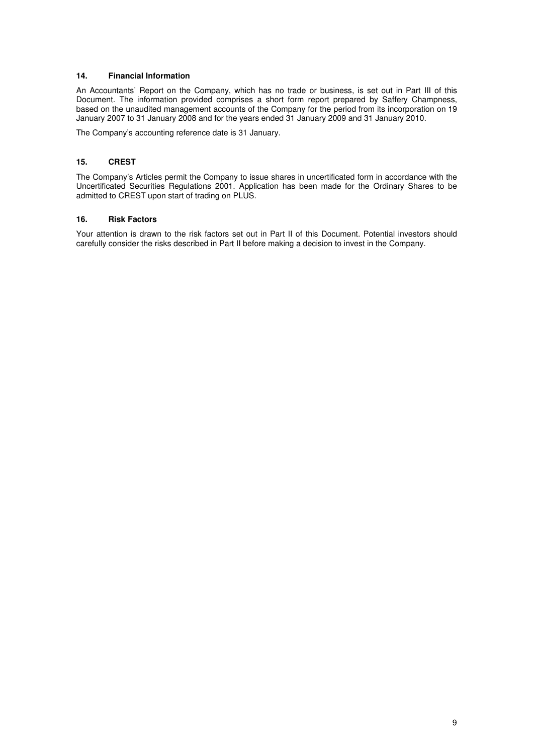### 14. Financial Information

An Accountants' Report on the Company, which has no trade or business, is set out in Part III of this Document. The information provided comprises a short form report prepared by Saffery Champness, based on the unaudited management accounts of the Company for the period from its incorporation on 19 January 2007 to 31 January 2008 and for the years ended 31 January 2009 and 31 January 2010.

The Company's accounting reference date is 31 January.

### 15. CREST

The Company's Articles permit the Company to issue shares in uncertificated form in accordance with the Uncertificated Securities Regulations 2001. Application has been made for the Ordinary Shares to be admitted to CREST upon start of trading on PLUS.

### 16. Risk Factors

Your attention is drawn to the risk factors set out in Part II of this Document. Potential investors should carefully consider the risks described in Part II before making a decision to invest in the Company.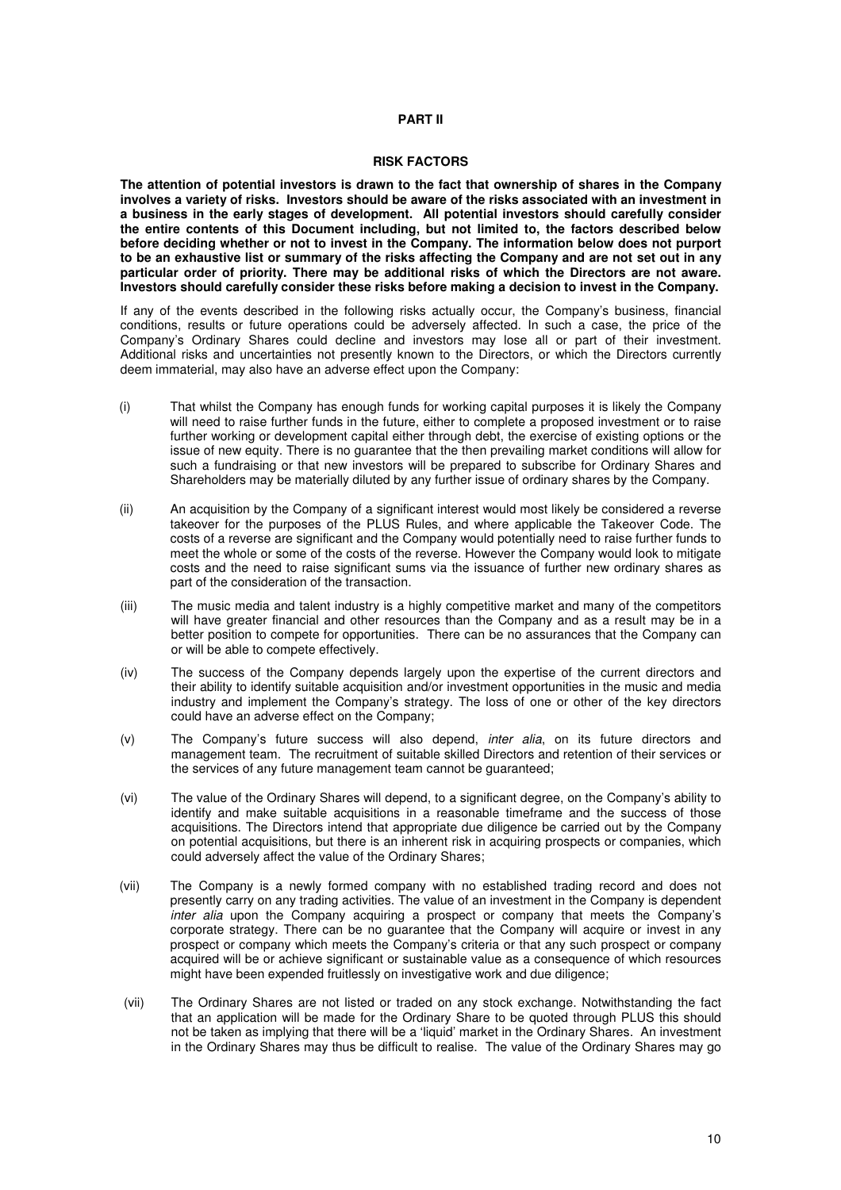**PART II**

**RISK FACTORS**

**The attention of potential investors is drawn to the fact that ownership of shares in the Company involves a variety of risks. Investors should be aware of the risks associated with an investment in a business in the early stages of development. All potential investors should carefully consider the entire contents of this Document including, but not limited to, the factors described below before deciding whether or not to invest in the Company. The information below does not purport to be an exhaustive list or summary of the risks affecting the Company and are not set out in any particular order of priority. There may be additional risks of which the Directors are not aware. Investors should carefully consider these risks before making a decision to invest in the Company.**

If any of the events described in the following risks actually occur, the Company's business, financial conditions, results or future operations could be adversely affected. In such a case, the price of the Company's Ordinary Shares could decline and investors may lose all or part of their investment. Additional risks and uncertainties not presently known to the Directors, or which the Directors currently deem immaterial, may also have an adverse effect upon the Company:

(i) That whilst the Company has enough funds for working capital purposes it is likely the Company will need to raise further funds in the future, either to complete a proposed investment or to raise further working or development capital either through debt, the exercise of existing options or the issue of new equity. There is no guarantee that the then prevailing market conditions will allow for such a fundraising or that new investors will be prepared to subscribe for Ordinary Shares and Shareholders may be materially diluted by any further issue of ordinary shares by the Company.

(ii) An acquisition by the Company of a significant interest would most likely be considered a reverse takeover for the purposes of the PLUS Rules, and where applicable the Takeover Code. The costs of a reverse are significant and the Company would potentially need to raise further funds to meet the whole or some of the costs of the reverse. However the Company would look to mitigate costs and the need to raise significant sums via the issuance of further new ordinary shares as part of the consideration of the transaction.

(iii) The music media and talent industry is a highly competitive market and many of the competitors will have greater financial and other resources than the Company and as a result may be in a better position to compete for opportunities. There can be no assurances that the Company can or will be able to compete effectively.

(iv) The success of the Company depends largely upon the expertise of the current directors and their ability to identify suitable acquisition and/or investment opportunities in the music and media industry and implement the Company's strategy. The loss of one or other of the key directors could have an adverse effect on the Company;

(v) The Company's future success will also depend, *inter alia*, on its future directors and management team. The recruitment of suitable skilled Directors and retention of their services or the services of any future management team cannot be guaranteed;

(vi) The value of the Ordinary Shares will depend, to a significant degree, on the Company's ability to identify and make suitable acquisitions in a reasonable timeframe and the success of those acquisitions. The Directors intend that appropriate due diligence be carried out by the Company on potential acquisitions, but there is an inherent risk in acquiring prospects or companies, which could adversely affect the value of the Ordinary Shares;

(vii) The Company is a newly formed company with no established trading record and does not presently carry on any trading activities. The value of an investment in the Company is dependent *inter alia* upon the Company acquiring a prospect or company that meets the Company's corporate strategy. There can be no guarantee that the Company will acquire or invest in any prospect or company which meets the Company's criteria or that any such prospect or company acquired will be or achieve significant or sustainable value as a consequence of which resources might have been expended fruitlessly on investigative work and due diligence;

(vii) The Ordinary Shares are not listed or traded on any stock exchange. Notwithstanding the fact that an application will be made for the Ordinary Share to be quoted through PLUS this should not be taken as implying that there will be a 'liquid' market in the Ordinary Shares. An investment in the Ordinary Shares may thus be difficult to realise. The value of the Ordinary Shares may go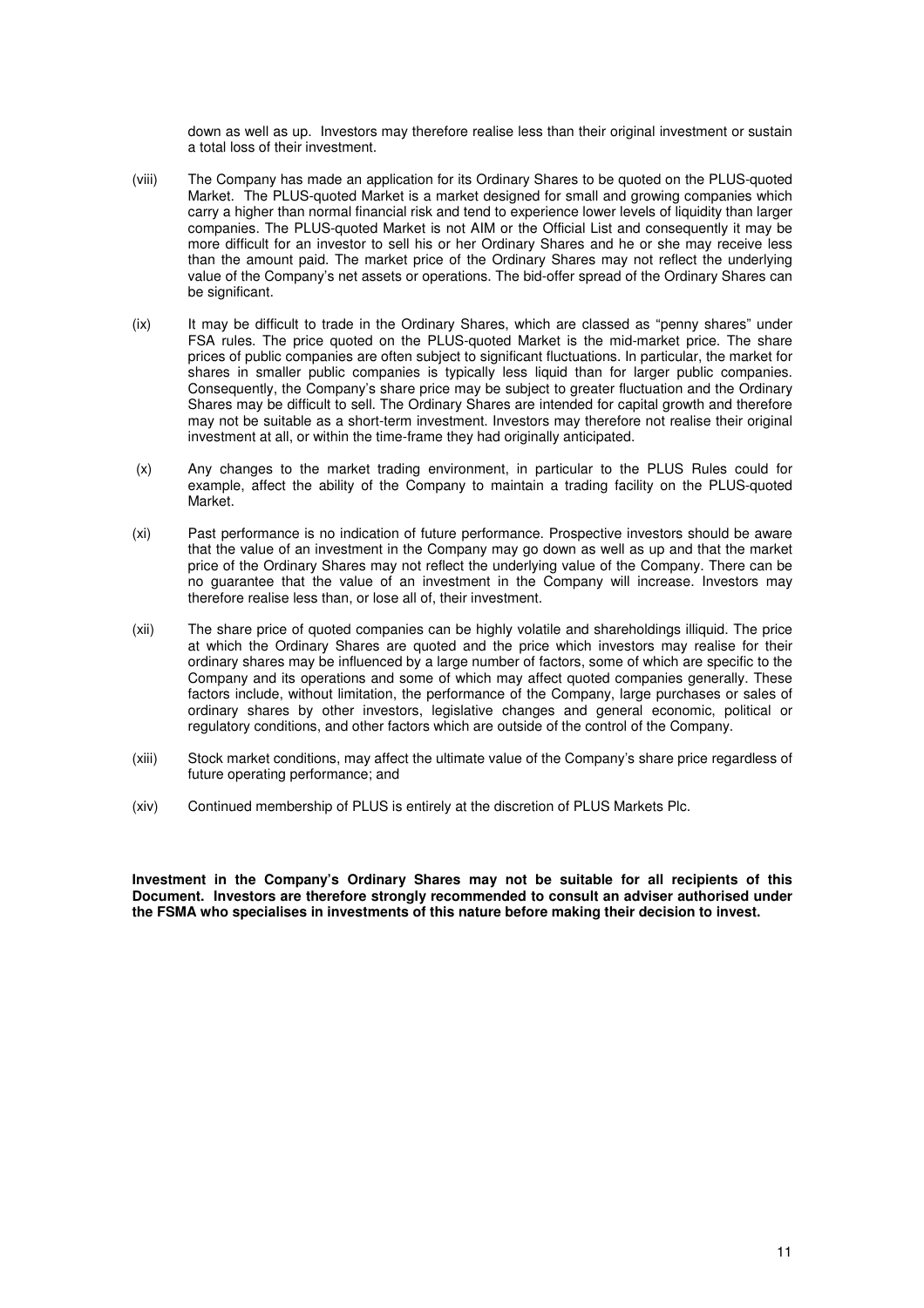down as well as up. Investors may therefore realise less than their original investment or sustain a total loss of their investment.

(viii) The Company has made an application for its Ordinary Shares to be quoted on the PLUS-quoted Market. The PLUS-quoted Market is a market designed for small and growing companies which carry a higher than normal financial risk and tend to experience lower levels of liquidity than larger companies. The PLUS-quoted Market is not AIM or the Official List and consequently it may be more difficult for an investor to sell his or her Ordinary Shares and he or she may receive less than the amount paid. The market price of the Ordinary Shares may not reflect the underlying value of the Company's net assets or operations. The bid-offer spread of the Ordinary Shares can be significant.

(ix) It may be difficult to trade in the Ordinary Shares, which are classed as "penny shares" under FSA rules. The price quoted on the PLUS-quoted Market is the mid-market price. The share prices of public companies are often subject to significant fluctuations. In particular, the market for shares in smaller public companies is typically less liquid than for larger public companies. Consequently, the Company's share price may be subject to greater fluctuation and the Ordinary Shares may be difficult to sell. The Ordinary Shares are intended for capital growth and therefore may not be suitable as a short-term investment. Investors may therefore not realise their original investment at all, or within the time-frame they had originally anticipated.

(x) Any changes to the market trading environment, in particular to the PLUS Rules could for example, affect the ability of the Company to maintain a trading facility on the PLUS-quoted Market.

(xi) Past performance is no indication of future performance. Prospective investors should be aware that the value of an investment in the Company may go down as well as up and that the market price of the Ordinary Shares may not reflect the underlying value of the Company. There can be no guarantee that the value of an investment in the Company will increase. Investors may therefore realise less than, or lose all of, their investment.

(xii) The share price of quoted companies can be highly volatile and shareholdings illiquid. The price at which the Ordinary Shares are quoted and the price which investors may realise for their ordinary shares may be influenced by a large number of factors, some of which are specific to the Company and its operations and some of which may affect quoted companies generally. These factors include, without limitation, the performance of the Company, large purchases or sales of ordinary shares by other investors, legislative changes and general economic, political or regulatory conditions, and other factors which are outside of the control of the Company.

(xiii) Stock market conditions, may affect the ultimate value of the Company's share price regardless of future operating performance; and

(xiv) Continued membership of PLUS is entirely at the discretion of PLUS Markets Plc.

**Investment in the Company's Ordinary Shares may not be suitable for all recipients of this Document. Investors are therefore strongly recommended to consult an adviser authorised under the FSMA who specialises in investments of this nature before making their decision to invest.**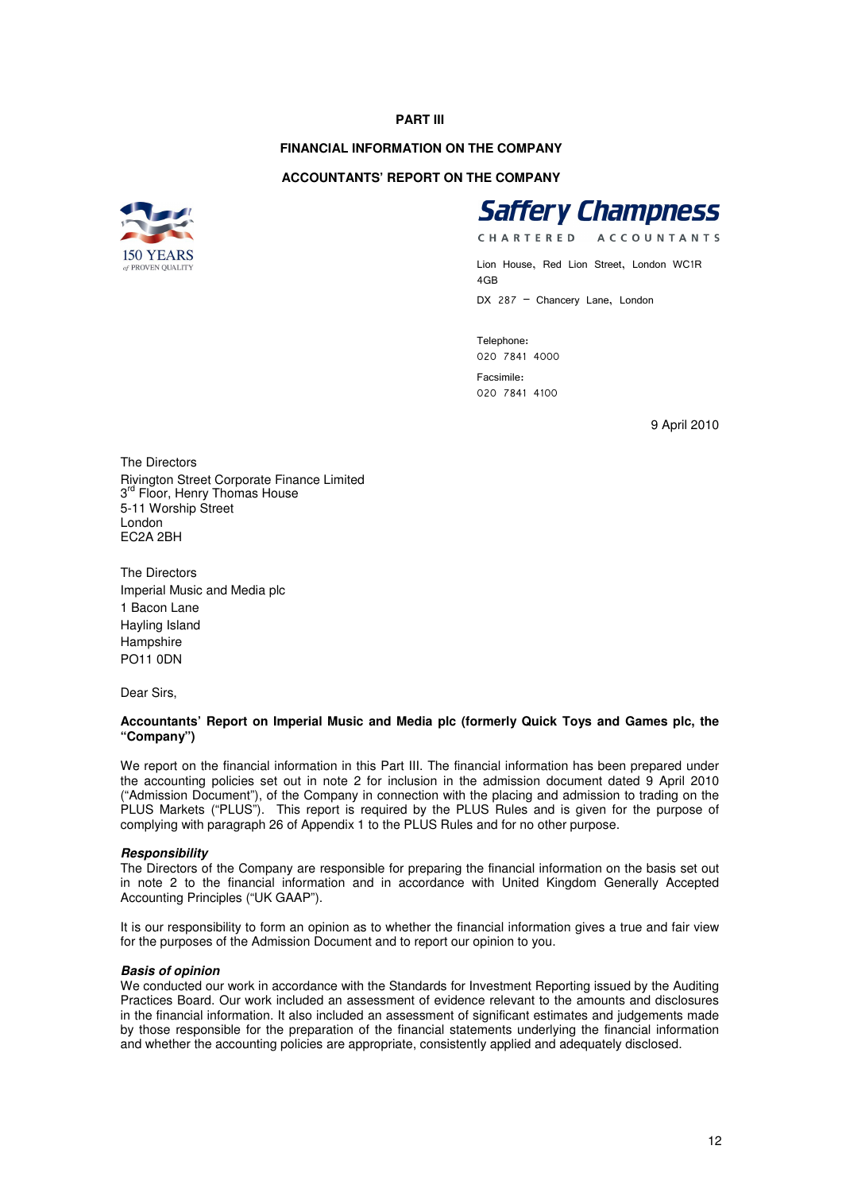**PART III**

**FINANCIAL INFORMATION ON THE COMPANY**

**ACCOUNTANTS' REPORT ON THE COMPANY**

150 YEARS of PROVEN QUALITY

**Saffery Champness**

CHARTERED ACCOUNTANTS

Lion House, Red Lion Street, London WC1R 4GB

DX 287 – Chancery Lane, London

Telephone: 020 7841 4000

Facsimile: 020 7841 4100

9 April 2010

The Directors
Rivington Street Corporate Finance Limited
3rd Floor, Henry Thomas House
5-11 Worship Street
London
EC2A 2BH

The Directors
Imperial Music and Media plc
1 Bacon Lane
Hayling Island
Hampshire
PO11 0DN

Dear Sirs,

**Accountants' Report on Imperial Music and Media plc (formerly Quick Toys and Games plc, the "Company")**

We report on the financial information in this Part III. The financial information has been prepared under the accounting policies set out in note 2 for inclusion in the admission document dated 9 April 2010 ("Admission Document"), of the Company in connection with the placing and admission to trading on the PLUS Markets ("PLUS"). This report is required by the PLUS Rules and is given for the purpose of complying with paragraph 26 of Appendix 1 to the PLUS Rules and for no other purpose.

***Responsibility***

The Directors of the Company are responsible for preparing the financial information on the basis set out in note 2 to the financial information and in accordance with United Kingdom Generally Accepted Accounting Principles ("UK GAAP").

It is our responsibility to form an opinion as to whether the financial information gives a true and fair view for the purposes of the Admission Document and to report our opinion to you.

***Basis of opinion***

We conducted our work in accordance with the Standards for Investment Reporting issued by the Auditing Practices Board. Our work included an assessment of evidence relevant to the amounts and disclosures in the financial information. It also included an assessment of significant estimates and judgements made by those responsible for the preparation of the financial statements underlying the financial information and whether the accounting policies are appropriate, consistently applied and adequately disclosed.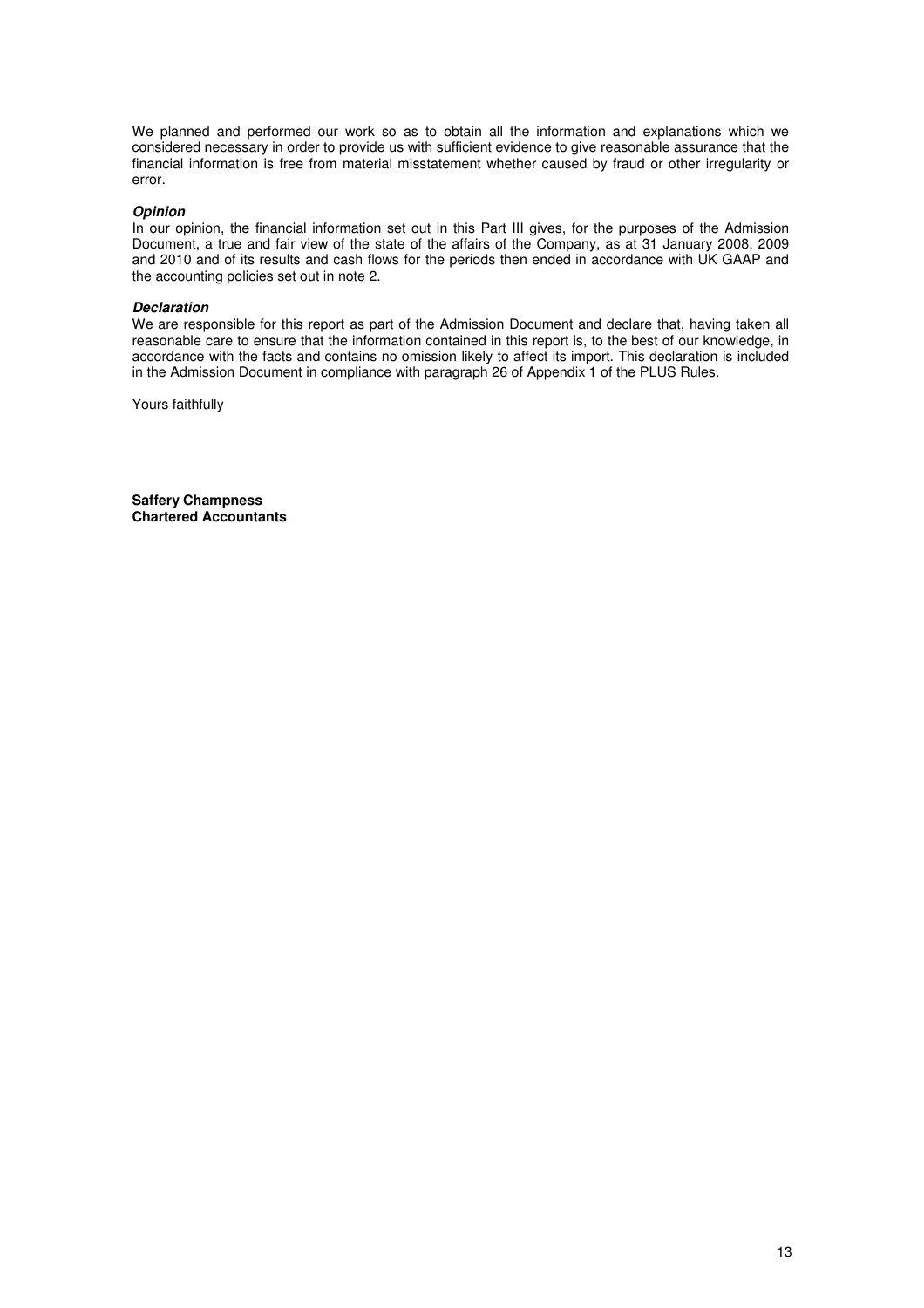We planned and performed our work so as to obtain all the information and explanations which we considered necessary in order to provide us with sufficient evidence to give reasonable assurance that the financial information is free from material misstatement whether caused by fraud or other irregularity or error.

***Opinion***

In our opinion, the financial information set out in this Part III gives, for the purposes of the Admission Document, a true and fair view of the state of the affairs of the Company, as at 31 January 2008, 2009 and 2010 and of its results and cash flows for the periods then ended in accordance with UK GAAP and the accounting policies set out in note 2.

***Declaration***

We are responsible for this report as part of the Admission Document and declare that, having taken all reasonable care to ensure that the information contained in this report is, to the best of our knowledge, in accordance with the facts and contains no omission likely to affect its import. This declaration is included in the Admission Document in compliance with paragraph 26 of Appendix 1 of the PLUS Rules.

Yours faithfully

**Saffery Champness**
**Chartered Accountants**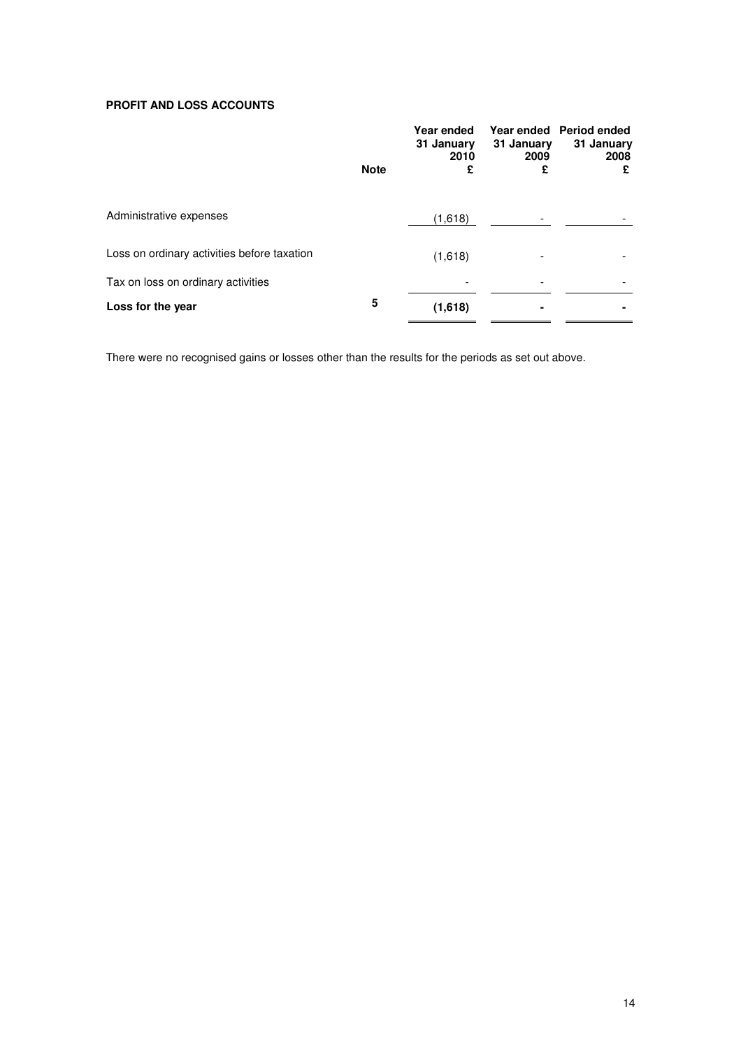**PROFIT AND LOSS ACCOUNTS**

| | Note | Year ended 31 January 2010 £ | Year ended 31 January 2009 £ | Period ended 31 January 2008 £ |
|---|---|---|---|---|
| Administrative expenses | | (1,618) | - | - |
| Loss on ordinary activities before taxation | | (1,618) | - | - |
| Tax on loss on ordinary activities | | - | - | - |
| **Loss for the year** | 5 | **(1,618)** | **-** | **-** |

There were no recognised gains or losses other than the results for the periods as set out above.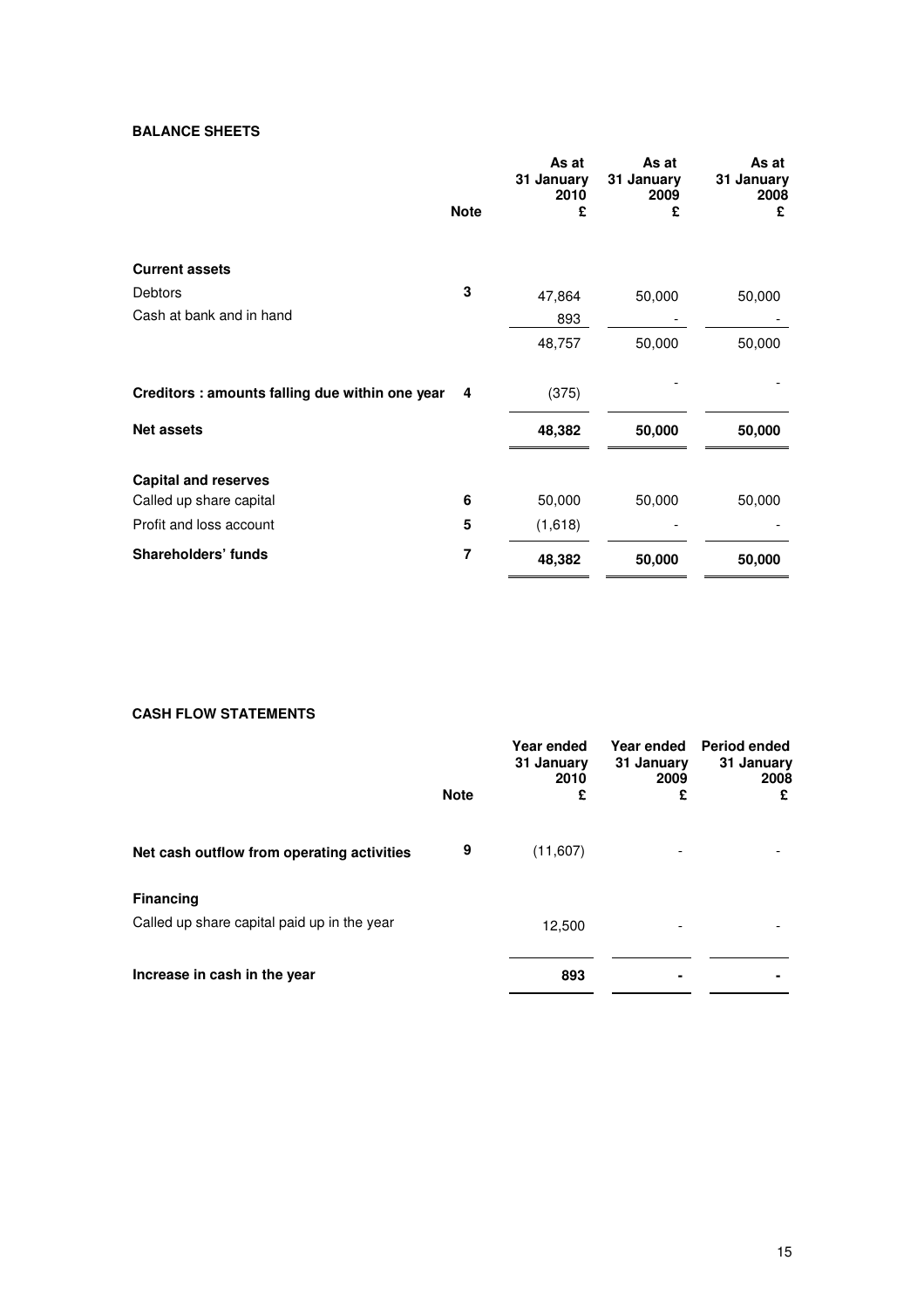**BALANCE SHEETS**

| | Note | As at 31 January 2010 £ | As at 31 January 2009 £ | As at 31 January 2008 £ |
|---|---|---|---|---|
| **Current assets** | | | | |
| Debtors | 3 | 47,864 | 50,000 | 50,000 |
| Cash at bank and in hand | | 893 | - | - |
| | | 48,757 | 50,000 | 50,000 |
| **Creditors : amounts falling due within one year** | 4 | (375) | - | - |
| **Net assets** | | **48,382** | **50,000** | **50,000** |
| **Capital and reserves** | | | | |
| Called up share capital | 6 | 50,000 | 50,000 | 50,000 |
| Profit and loss account | 5 | (1,618) | - | - |
| **Shareholders' funds** | 7 | **48,382** | **50,000** | **50,000** |

**CASH FLOW STATEMENTS**

| | Note | Year ended 31 January 2010 £ | Year ended 31 January 2009 £ | Period ended 31 January 2008 £ |
|---|---|---|---|---|
| **Net cash outflow from operating activities** | 9 | (11,607) | - | - |
| **Financing** | | | | |
| Called up share capital paid up in the year | | 12,500 | - | - |
| **Increase in cash in the year** | | **893** | **-** | **-** |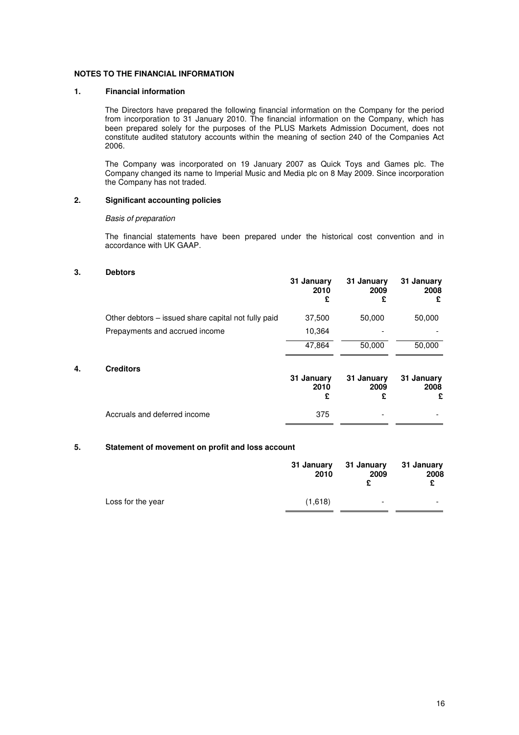**NOTES TO THE FINANCIAL INFORMATION**

**1. Financial information**

The Directors have prepared the following financial information on the Company for the period from incorporation to 31 January 2010. The financial information on the Company, which has been prepared solely for the purposes of the PLUS Markets Admission Document, does not constitute audited statutory accounts within the meaning of section 240 of the Companies Act 2006.

The Company was incorporated on 19 January 2007 as Quick Toys and Games plc. The Company changed its name to Imperial Music and Media plc on 8 May 2009. Since incorporation the Company has not traded.

**2. Significant accounting policies**

*Basis of preparation*

The financial statements have been prepared under the historical cost convention and in accordance with UK GAAP.

**3. Debtors**

| | 31 January 2010 £ | 31 January 2009 £ | 31 January 2008 £ |
|---|---|---|---|
| Other debtors – issued share capital not fully paid | 37,500 | 50,000 | 50,000 |
| Prepayments and accrued income | 10,364 | - | - |
| | 47,864 | 50,000 | 50,000 |

**4. Creditors**

| | 31 January 2010 £ | 31 January 2009 £ | 31 January 2008 £ |
|---|---|---|---|
| Accruals and deferred income | 375 | - | - |

**5. Statement of movement on profit and loss account**

| | 31 January 2010 | 31 January 2009 £ | 31 January 2008 £ |
|---|---|---|---|
| Loss for the year | (1,618) | - | - |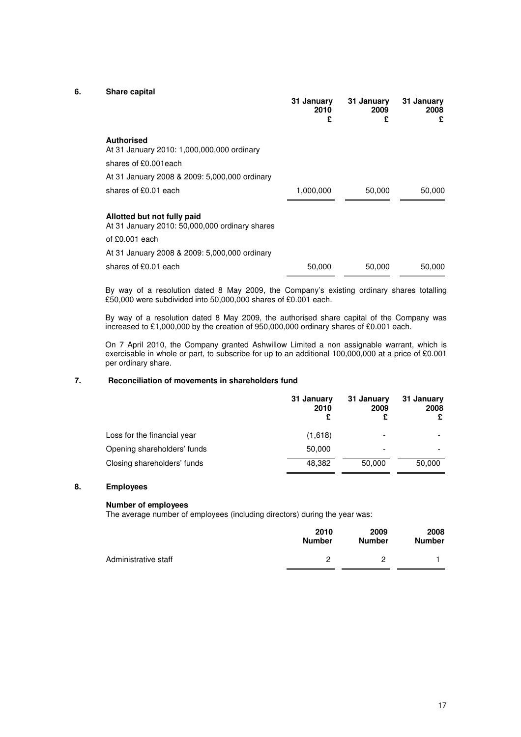## 6. Share capital

| | 31 January 2010 £ | 31 January 2009 £ | 31 January 2008 £ |
|---|---|---|---|
| **Authorised** | | | |
| At 31 January 2010: 1,000,000,000 ordinary shares of £0.001each | | | |
| At 31 January 2008 & 2009: 5,000,000 ordinary shares of £0.01 each | 1,000,000 | 50,000 | 50,000 |
| **Allotted but not fully paid** | | | |
| At 31 January 2010: 50,000,000 ordinary shares of £0.001 each | | | |
| At 31 January 2008 & 2009: 5,000,000 ordinary shares of £0.01 each | 50,000 | 50,000 | 50,000 |

By way of a resolution dated 8 May 2009, the Company's existing ordinary shares totalling £50,000 were subdivided into 50,000,000 shares of £0.001 each.

By way of a resolution dated 8 May 2009, the authorised share capital of the Company was increased to £1,000,000 by the creation of 950,000,000 ordinary shares of £0.001 each.

On 7 April 2010, the Company granted Ashwillow Limited a non assignable warrant, which is exercisable in whole or part, to subscribe for up to an additional 100,000,000 at a price of £0.001 per ordinary share.

## 7. Reconciliation of movements in shareholders fund

| | 31 January 2010 £ | 31 January 2009 £ | 31 January 2008 £ |
|---|---|---|---|
| Loss for the financial year | (1,618) | - | - |
| Opening shareholders' funds | 50,000 | - | - |
| Closing shareholders' funds | 48,382 | 50,000 | 50,000 |

## 8. Employees

**Number of employees**

The average number of employees (including directors) during the year was:

| | 2010 Number | 2009 Number | 2008 Number |
|---|---|---|---|
| Administrative staff | 2 | 2 | 1 |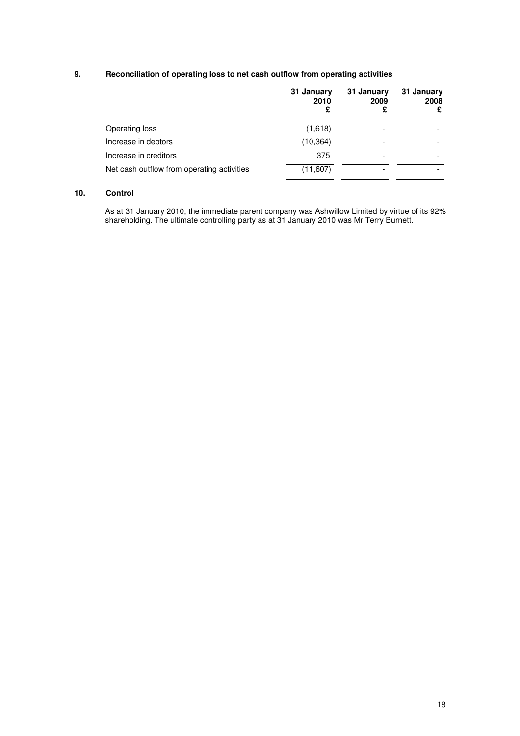## 9. Reconciliation of operating loss to net cash outflow from operating activities

| | 31 January 2010 £ | 31 January 2009 £ | 31 January 2008 £ |
|---|---|---|---|
| Operating loss | (1,618) | - | - |
| Increase in debtors | (10,364) | - | - |
| Increase in creditors | 375 | - | - |
| Net cash outflow from operating activities | (11,607) | - | - |

## 10. Control

As at 31 January 2010, the immediate parent company was Ashwillow Limited by virtue of its 92% shareholding. The ultimate controlling party as at 31 January 2010 was Mr Terry Burnett.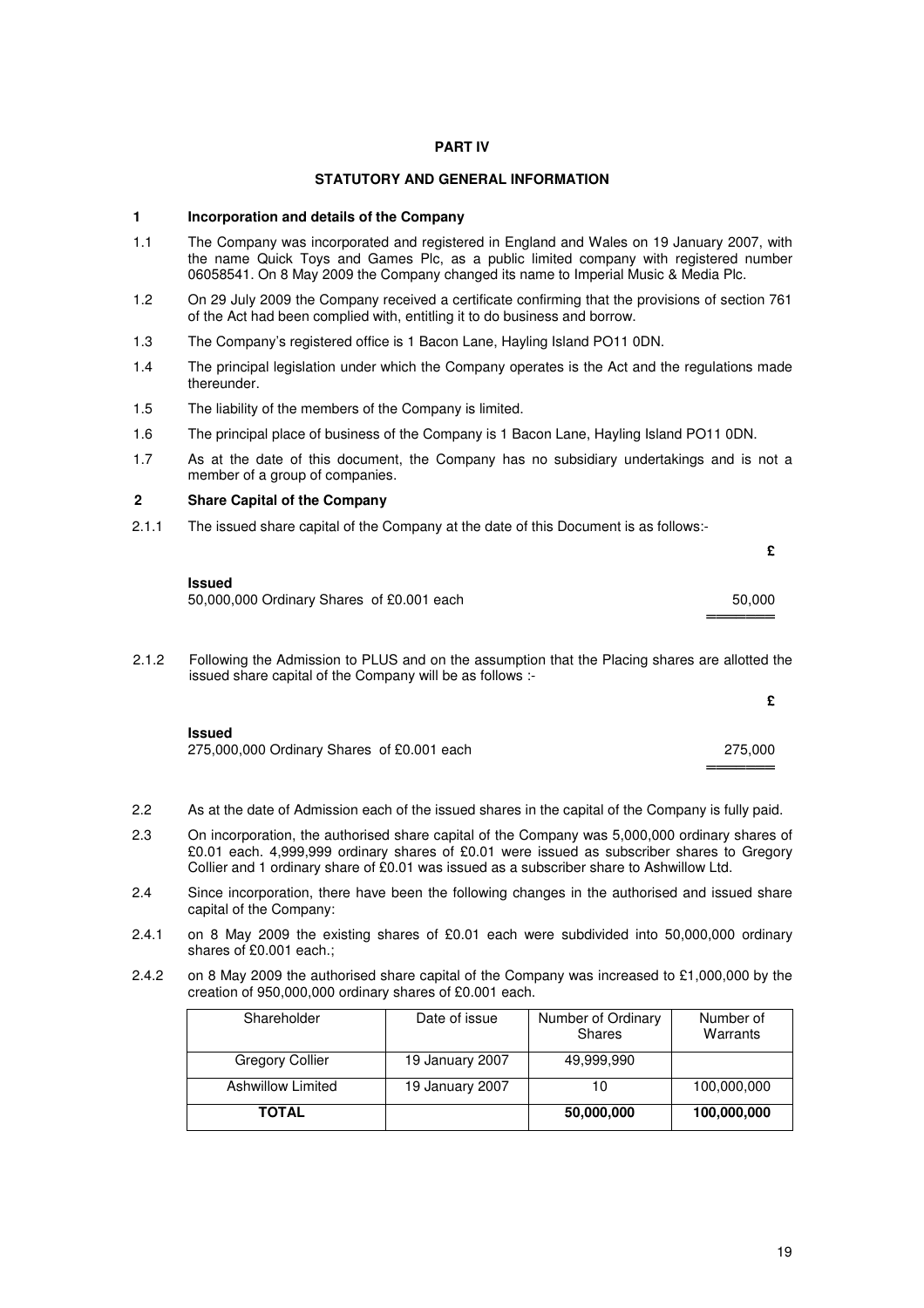## PART IV

## STATUTORY AND GENERAL INFORMATION

### 1 Incorporation and details of the Company

1.1 The Company was incorporated and registered in England and Wales on 19 January 2007, with the name Quick Toys and Games Plc, as a public limited company with registered number 06058541. On 8 May 2009 the Company changed its name to Imperial Music & Media Plc.

1.2 On 29 July 2009 the Company received a certificate confirming that the provisions of section 761 of the Act had been complied with, entitling it to do business and borrow.

1.3 The Company's registered office is 1 Bacon Lane, Hayling Island PO11 0DN.

1.4 The principal legislation under which the Company operates is the Act and the regulations made thereunder.

1.5 The liability of the members of the Company is limited.

1.6 The principal place of business of the Company is 1 Bacon Lane, Hayling Island PO11 0DN.

1.7 As at the date of this document, the Company has no subsidiary undertakings and is not a member of a group of companies.

### 2 Share Capital of the Company

2.1.1 The issued share capital of the Company at the date of this Document is as follows:-

| | £ |
|---|---|
| **Issued** | |
| 50,000,000 Ordinary Shares of £0.001 each | 50,000 |

2.1.2 Following the Admission to PLUS and on the assumption that the Placing shares are allotted the issued share capital of the Company will be as follows :-

| | £ |
|---|---|
| **Issued** | |
| 275,000,000 Ordinary Shares of £0.001 each | 275,000 |

2.2 As at the date of Admission each of the issued shares in the capital of the Company is fully paid.

2.3 On incorporation, the authorised share capital of the Company was 5,000,000 ordinary shares of £0.01 each. 4,999,999 ordinary shares of £0.01 were issued as subscriber shares to Gregory Collier and 1 ordinary share of £0.01 was issued as a subscriber share to Ashwillow Ltd.

2.4 Since incorporation, there have been the following changes in the authorised and issued share capital of the Company:

2.4.1 on 8 May 2009 the existing shares of £0.01 each were subdivided into 50,000,000 ordinary shares of £0.001 each.;

2.4.2 on 8 May 2009 the authorised share capital of the Company was increased to £1,000,000 by the creation of 950,000,000 ordinary shares of £0.001 each.

| Shareholder | Date of issue | Number of Ordinary Shares | Number of Warrants |
|---|---|---|---|
| Gregory Collier | 19 January 2007 | 49,999,990 | |
| Ashwillow Limited | 19 January 2007 | 10 | 100,000,000 |
| **TOTAL** | | **50,000,000** | **100,000,000** |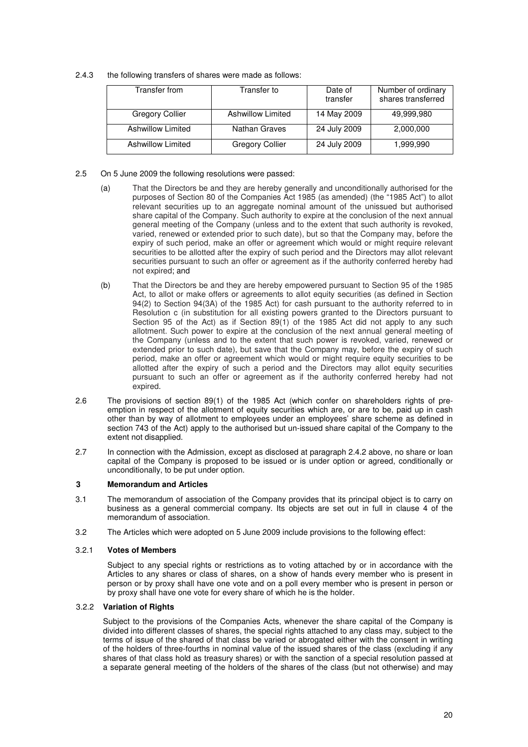2.4.3 the following transfers of shares were made as follows:

| Transfer from | Transfer to | Date of transfer | Number of ordinary shares transferred |
|---|---|---|---|
| Gregory Collier | Ashwillow Limited | 14 May 2009 | 49,999,980 |
| Ashwillow Limited | Nathan Graves | 24 July 2009 | 2,000,000 |
| Ashwillow Limited | Gregory Collier | 24 July 2009 | 1,999,990 |

2.5 On 5 June 2009 the following resolutions were passed:

(a) That the Directors be and they are hereby generally and unconditionally authorised for the purposes of Section 80 of the Companies Act 1985 (as amended) (the "1985 Act") to allot relevant securities up to an aggregate nominal amount of the unissued but authorised share capital of the Company. Such authority to expire at the conclusion of the next annual general meeting of the Company (unless and to the extent that such authority is revoked, varied, renewed or extended prior to such date), but so that the Company may, before the expiry of such period, make an offer or agreement which would or might require relevant securities to be allotted after the expiry of such period and the Directors may allot relevant securities pursuant to such an offer or agreement as if the authority conferred hereby had not expired; and

(b) That the Directors be and they are hereby empowered pursuant to Section 95 of the 1985 Act, to allot or make offers or agreements to allot equity securities (as defined in Section 94(2) to Section 94(3A) of the 1985 Act) for cash pursuant to the authority referred to in Resolution c (in substitution for all existing powers granted to the Directors pursuant to Section 95 of the Act) as if Section 89(1) of the 1985 Act did not apply to any such allotment. Such power to expire at the conclusion of the next annual general meeting of the Company (unless and to the extent that such power is revoked, varied, renewed or extended prior to such date), but save that the Company may, before the expiry of such period, make an offer or agreement which would or might require equity securities to be allotted after the expiry of such a period and the Directors may allot equity securities pursuant to such an offer or agreement as if the authority conferred hereby had not expired.

2.6 The provisions of section 89(1) of the 1985 Act (which confer on shareholders rights of pre-emption in respect of the allotment of equity securities which are, or are to be, paid up in cash other than by way of allotment to employees under an employees' share scheme as defined in section 743 of the Act) apply to the authorised but un-issued share capital of the Company to the extent not disapplied.

2.7 In connection with the Admission, except as disclosed at paragraph 2.4.2 above, no share or loan capital of the Company is proposed to be issued or is under option or agreed, conditionally or unconditionally, to be put under option.

## 3 Memorandum and Articles

3.1 The memorandum of association of the Company provides that its principal object is to carry on business as a general commercial company. Its objects are set out in full in clause 4 of the memorandum of association.

3.2 The Articles which were adopted on 5 June 2009 include provisions to the following effect:

### 3.2.1 Votes of Members

Subject to any special rights or restrictions as to voting attached by or in accordance with the Articles to any shares or class of shares, on a show of hands every member who is present in person or by proxy shall have one vote and on a poll every member who is present in person or by proxy shall have one vote for every share of which he is the holder.

### 3.2.2 Variation of Rights

Subject to the provisions of the Companies Acts, whenever the share capital of the Company is divided into different classes of shares, the special rights attached to any class may, subject to the terms of issue of the shared of that class be varied or abrogated either with the consent in writing of the holders of three-fourths in nominal value of the issued shares of the class (excluding if any shares of that class hold as treasury shares) or with the sanction of a special resolution passed at a separate general meeting of the holders of the shares of the class (but not otherwise) and may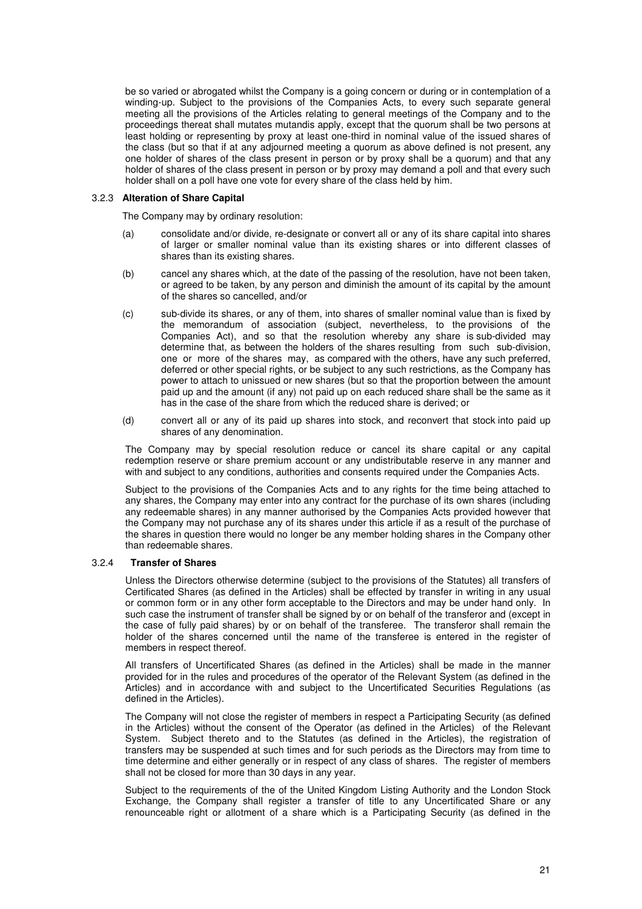be so varied or abrogated whilst the Company is a going concern or during or in contemplation of a winding-up. Subject to the provisions of the Companies Acts, to every such separate general meeting all the provisions of the Articles relating to general meetings of the Company and to the proceedings thereat shall mutates mutandis apply, except that the quorum shall be two persons at least holding or representing by proxy at least one-third in nominal value of the issued shares of the class (but so that if at any adjourned meeting a quorum as above defined is not present, any one holder of shares of the class present in person or by proxy shall be a quorum) and that any holder of shares of the class present in person or by proxy may demand a poll and that every such holder shall on a poll have one vote for every share of the class held by him.

### 3.2.3 Alteration of Share Capital

The Company may by ordinary resolution:

(a) consolidate and/or divide, re-designate or convert all or any of its share capital into shares of larger or smaller nominal value than its existing shares or into different classes of shares than its existing shares.

(b) cancel any shares which, at the date of the passing of the resolution, have not been taken, or agreed to be taken, by any person and diminish the amount of its capital by the amount of the shares so cancelled, and/or

(c) sub-divide its shares, or any of them, into shares of smaller nominal value than is fixed by the memorandum of association (subject, nevertheless, to the provisions of the Companies Act), and so that the resolution whereby any share is sub-divided may determine that, as between the holders of the shares resulting from such sub-division, one or more of the shares may, as compared with the others, have any such preferred, deferred or other special rights, or be subject to any such restrictions, as the Company has power to attach to unissued or new shares (but so that the proportion between the amount paid up and the amount (if any) not paid up on each reduced share shall be the same as it has in the case of the share from which the reduced share is derived; or

(d) convert all or any of its paid up shares into stock, and reconvert that stock into paid up shares of any denomination.

The Company may by special resolution reduce or cancel its share capital or any capital redemption reserve or share premium account or any undistributable reserve in any manner and with and subject to any conditions, authorities and consents required under the Companies Acts.

Subject to the provisions of the Companies Acts and to any rights for the time being attached to any shares, the Company may enter into any contract for the purchase of its own shares (including any redeemable shares) in any manner authorised by the Companies Acts provided however that the Company may not purchase any of its shares under this article if as a result of the purchase of the shares in question there would no longer be any member holding shares in the Company other than redeemable shares.

### 3.2.4 Transfer of Shares

Unless the Directors otherwise determine (subject to the provisions of the Statutes) all transfers of Certificated Shares (as defined in the Articles) shall be effected by transfer in writing in any usual or common form or in any other form acceptable to the Directors and may be under hand only. In such case the instrument of transfer shall be signed by or on behalf of the transferor and (except in the case of fully paid shares) by or on behalf of the transferee. The transferor shall remain the holder of the shares concerned until the name of the transferee is entered in the register of members in respect thereof.

All transfers of Uncertificated Shares (as defined in the Articles) shall be made in the manner provided for in the rules and procedures of the operator of the Relevant System (as defined in the Articles) and in accordance with and subject to the Uncertificated Securities Regulations (as defined in the Articles).

The Company will not close the register of members in respect a Participating Security (as defined in the Articles) without the consent of the Operator (as defined in the Articles) of the Relevant System. Subject thereto and to the Statutes (as defined in the Articles), the registration of transfers may be suspended at such times and for such periods as the Directors may from time to time determine and either generally or in respect of any class of shares. The register of members shall not be closed for more than 30 days in any year.

Subject to the requirements of the of the United Kingdom Listing Authority and the London Stock Exchange, the Company shall register a transfer of title to any Uncertificated Share or any renounceable right or allotment of a share which is a Participating Security (as defined in the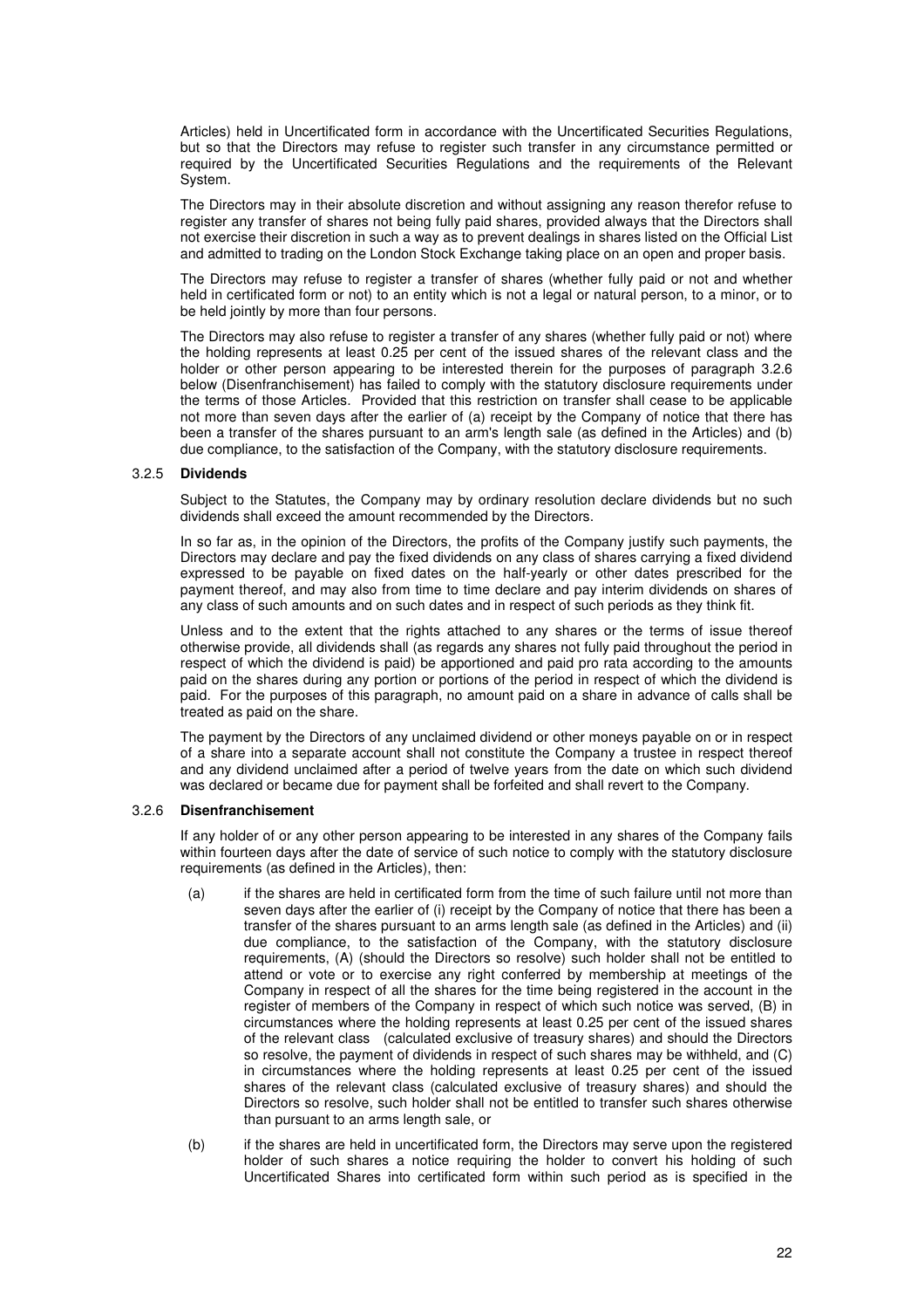Articles) held in Uncertificated form in accordance with the Uncertificated Securities Regulations, but so that the Directors may refuse to register such transfer in any circumstance permitted or required by the Uncertificated Securities Regulations and the requirements of the Relevant System.

The Directors may in their absolute discretion and without assigning any reason therefor refuse to register any transfer of shares not being fully paid shares, provided always that the Directors shall not exercise their discretion in such a way as to prevent dealings in shares listed on the Official List and admitted to trading on the London Stock Exchange taking place on an open and proper basis.

The Directors may refuse to register a transfer of shares (whether fully paid or not and whether held in certificated form or not) to an entity which is not a legal or natural person, to a minor, or to be held jointly by more than four persons.

The Directors may also refuse to register a transfer of any shares (whether fully paid or not) where the holding represents at least 0.25 per cent of the issued shares of the relevant class and the holder or other person appearing to be interested therein for the purposes of paragraph 3.2.6 below (Disenfranchisement) has failed to comply with the statutory disclosure requirements under the terms of those Articles. Provided that this restriction on transfer shall cease to be applicable not more than seven days after the earlier of (a) receipt by the Company of notice that there has been a transfer of the shares pursuant to an arm's length sale (as defined in the Articles) and (b) due compliance, to the satisfaction of the Company, with the statutory disclosure requirements.

#### 3.2.5 **Dividends**

Subject to the Statutes, the Company may by ordinary resolution declare dividends but no such dividends shall exceed the amount recommended by the Directors.

In so far as, in the opinion of the Directors, the profits of the Company justify such payments, the Directors may declare and pay the fixed dividends on any class of shares carrying a fixed dividend expressed to be payable on fixed dates on the half-yearly or other dates prescribed for the payment thereof, and may also from time to time declare and pay interim dividends on shares of any class of such amounts and on such dates and in respect of such periods as they think fit.

Unless and to the extent that the rights attached to any shares or the terms of issue thereof otherwise provide, all dividends shall (as regards any shares not fully paid throughout the period in respect of which the dividend is paid) be apportioned and paid pro rata according to the amounts paid on the shares during any portion or portions of the period in respect of which the dividend is paid. For the purposes of this paragraph, no amount paid on a share in advance of calls shall be treated as paid on the share.

The payment by the Directors of any unclaimed dividend or other moneys payable on or in respect of a share into a separate account shall not constitute the Company a trustee in respect thereof and any dividend unclaimed after a period of twelve years from the date on which such dividend was declared or became due for payment shall be forfeited and shall revert to the Company.

#### 3.2.6 **Disenfranchisement**

If any holder of or any other person appearing to be interested in any shares of the Company fails within fourteen days after the date of service of such notice to comply with the statutory disclosure requirements (as defined in the Articles), then:

(a) if the shares are held in certificated form from the time of such failure until not more than seven days after the earlier of (i) receipt by the Company of notice that there has been a transfer of the shares pursuant to an arms length sale (as defined in the Articles) and (ii) due compliance, to the satisfaction of the Company, with the statutory disclosure requirements, (A) (should the Directors so resolve) such holder shall not be entitled to attend or vote or to exercise any right conferred by membership at meetings of the Company in respect of all the shares for the time being registered in the account in the register of members of the Company in respect of which such notice was served, (B) in circumstances where the holding represents at least 0.25 per cent of the issued shares of the relevant class (calculated exclusive of treasury shares) and should the Directors so resolve, the payment of dividends in respect of such shares may be withheld, and (C) in circumstances where the holding represents at least 0.25 per cent of the issued shares of the relevant class (calculated exclusive of treasury shares) and should the Directors so resolve, such holder shall not be entitled to transfer such shares otherwise than pursuant to an arms length sale, or

(b) if the shares are held in uncertificated form, the Directors may serve upon the registered holder of such shares a notice requiring the holder to convert his holding of such Uncertificated Shares into certificated form within such period as is specified in the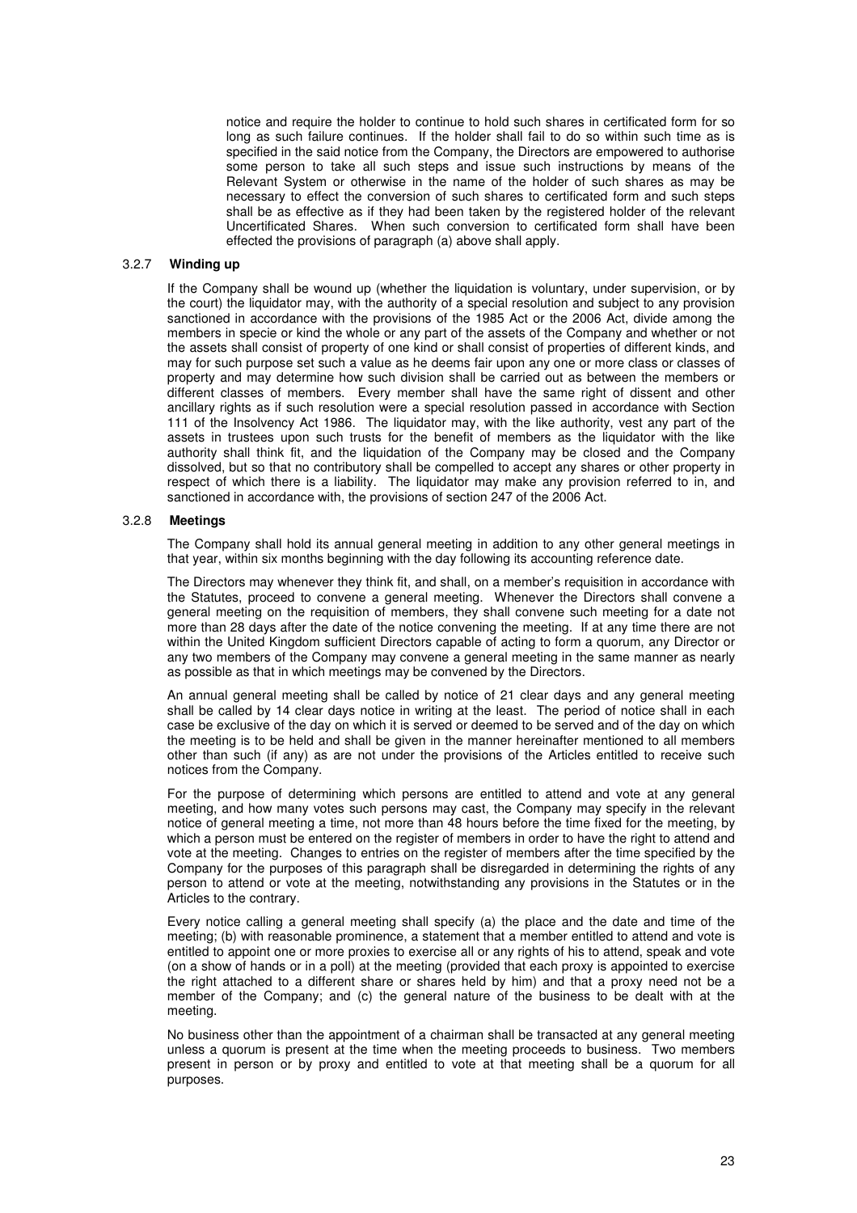notice and require the holder to continue to hold such shares in certificated form for so long as such failure continues. If the holder shall fail to do so within such time as is specified in the said notice from the Company, the Directors are empowered to authorise some person to take all such steps and issue such instructions by means of the Relevant System or otherwise in the name of the holder of such shares as may be necessary to effect the conversion of such shares to certificated form and such steps shall be as effective as if they had been taken by the registered holder of the relevant Uncertificated Shares. When such conversion to certificated form shall have been effected the provisions of paragraph (a) above shall apply.

#### 3.2.7 **Winding up**

If the Company shall be wound up (whether the liquidation is voluntary, under supervision, or by the court) the liquidator may, with the authority of a special resolution and subject to any provision sanctioned in accordance with the provisions of the 1985 Act or the 2006 Act, divide among the members in specie or kind the whole or any part of the assets of the Company and whether or not the assets shall consist of property of one kind or shall consist of properties of different kinds, and may for such purpose set such a value as he deems fair upon any one or more class or classes of property and may determine how such division shall be carried out as between the members or different classes of members. Every member shall have the same right of dissent and other ancillary rights as if such resolution were a special resolution passed in accordance with Section 111 of the Insolvency Act 1986. The liquidator may, with the like authority, vest any part of the assets in trustees upon such trusts for the benefit of members as the liquidator with the like authority shall think fit, and the liquidation of the Company may be closed and the Company dissolved, but so that no contributory shall be compelled to accept any shares or other property in respect of which there is a liability. The liquidator may make any provision referred to in, and sanctioned in accordance with, the provisions of section 247 of the 2006 Act.

#### 3.2.8 **Meetings**

The Company shall hold its annual general meeting in addition to any other general meetings in that year, within six months beginning with the day following its accounting reference date.

The Directors may whenever they think fit, and shall, on a member's requisition in accordance with the Statutes, proceed to convene a general meeting. Whenever the Directors shall convene a general meeting on the requisition of members, they shall convene such meeting for a date not more than 28 days after the date of the notice convening the meeting. If at any time there are not within the United Kingdom sufficient Directors capable of acting to form a quorum, any Director or any two members of the Company may convene a general meeting in the same manner as nearly as possible as that in which meetings may be convened by the Directors.

An annual general meeting shall be called by notice of 21 clear days and any general meeting shall be called by 14 clear days notice in writing at the least. The period of notice shall in each case be exclusive of the day on which it is served or deemed to be served and of the day on which the meeting is to be held and shall be given in the manner hereinafter mentioned to all members other than such (if any) as are not under the provisions of the Articles entitled to receive such notices from the Company.

For the purpose of determining which persons are entitled to attend and vote at any general meeting, and how many votes such persons may cast, the Company may specify in the relevant notice of general meeting a time, not more than 48 hours before the time fixed for the meeting, by which a person must be entered on the register of members in order to have the right to attend and vote at the meeting. Changes to entries on the register of members after the time specified by the Company for the purposes of this paragraph shall be disregarded in determining the rights of any person to attend or vote at the meeting, notwithstanding any provisions in the Statutes or in the Articles to the contrary.

Every notice calling a general meeting shall specify (a) the place and the date and time of the meeting; (b) with reasonable prominence, a statement that a member entitled to attend and vote is entitled to appoint one or more proxies to exercise all or any rights of his to attend, speak and vote (on a show of hands or in a poll) at the meeting (provided that each proxy is appointed to exercise the right attached to a different share or shares held by him) and that a proxy need not be a member of the Company; and (c) the general nature of the business to be dealt with at the meeting.

No business other than the appointment of a chairman shall be transacted at any general meeting unless a quorum is present at the time when the meeting proceeds to business. Two members present in person or by proxy and entitled to vote at that meeting shall be a quorum for all purposes.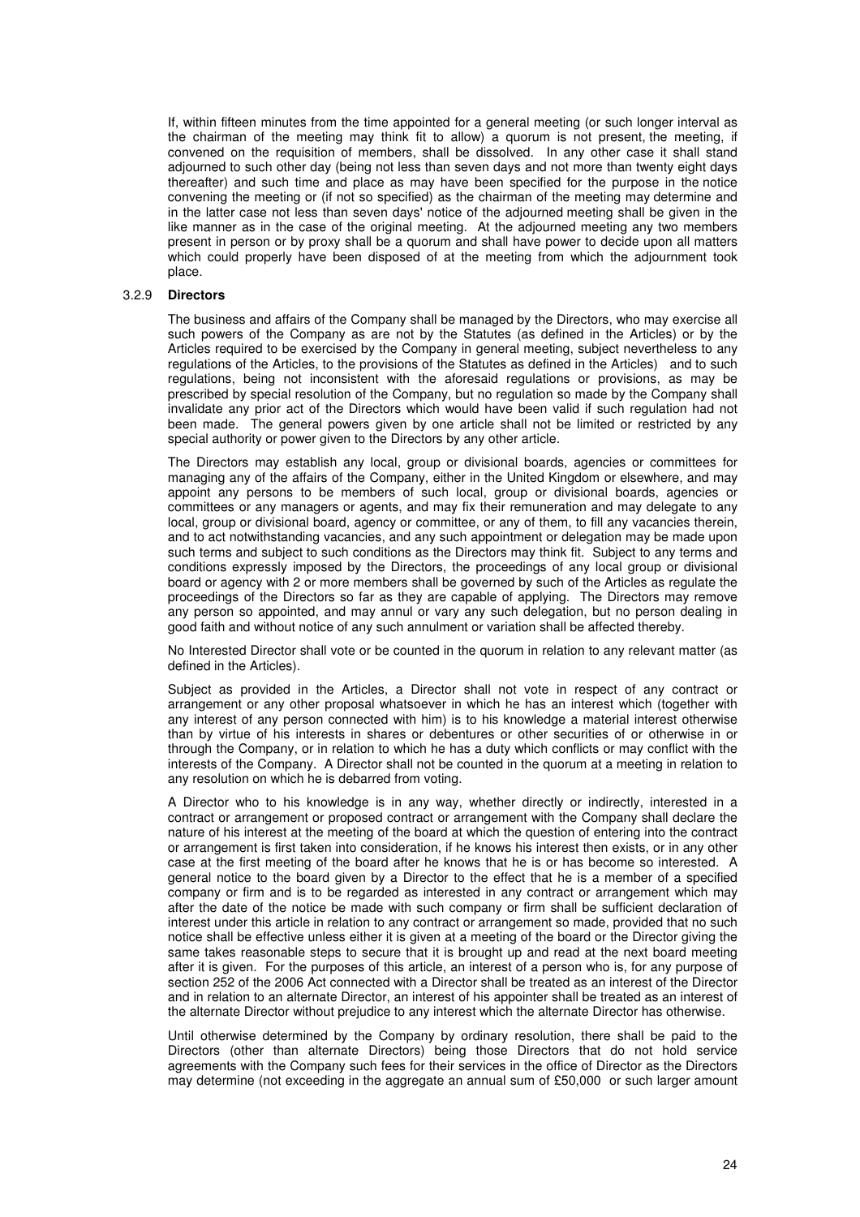If, within fifteen minutes from the time appointed for a general meeting (or such longer interval as the chairman of the meeting may think fit to allow) a quorum is not present, the meeting, if convened on the requisition of members, shall be dissolved. In any other case it shall stand adjourned to such other day (being not less than seven days and not more than twenty eight days thereafter) and such time and place as may have been specified for the purpose in the notice convening the meeting or (if not so specified) as the chairman of the meeting may determine and in the latter case not less than seven days' notice of the adjourned meeting shall be given in the like manner as in the case of the original meeting. At the adjourned meeting any two members present in person or by proxy shall be a quorum and shall have power to decide upon all matters which could properly have been disposed of at the meeting from which the adjournment took place.

### 3.2.9 **Directors**

The business and affairs of the Company shall be managed by the Directors, who may exercise all such powers of the Company as are not by the Statutes (as defined in the Articles) or by the Articles required to be exercised by the Company in general meeting, subject nevertheless to any regulations of the Articles, to the provisions of the Statutes as defined in the Articles) and to such regulations, being not inconsistent with the aforesaid regulations or provisions, as may be prescribed by special resolution of the Company, but no regulation so made by the Company shall invalidate any prior act of the Directors which would have been valid if such regulation had not been made. The general powers given by one article shall not be limited or restricted by any special authority or power given to the Directors by any other article.

The Directors may establish any local, group or divisional boards, agencies or committees for managing any of the affairs of the Company, either in the United Kingdom or elsewhere, and may appoint any persons to be members of such local, group or divisional boards, agencies or committees or any managers or agents, and may fix their remuneration and may delegate to any local, group or divisional board, agency or committee, or any of them, to fill any vacancies therein, and to act notwithstanding vacancies, and any such appointment or delegation may be made upon such terms and subject to such conditions as the Directors may think fit. Subject to any terms and conditions expressly imposed by the Directors, the proceedings of any local group or divisional board or agency with 2 or more members shall be governed by such of the Articles as regulate the proceedings of the Directors so far as they are capable of applying. The Directors may remove any person so appointed, and may annul or vary any such delegation, but no person dealing in good faith and without notice of any such annulment or variation shall be affected thereby.

No Interested Director shall vote or be counted in the quorum in relation to any relevant matter (as defined in the Articles).

Subject as provided in the Articles, a Director shall not vote in respect of any contract or arrangement or any other proposal whatsoever in which he has an interest which (together with any interest of any person connected with him) is to his knowledge a material interest otherwise than by virtue of his interests in shares or debentures or other securities of or otherwise in or through the Company, or in relation to which he has a duty which conflicts or may conflict with the interests of the Company. A Director shall not be counted in the quorum at a meeting in relation to any resolution on which he is debarred from voting.

A Director who to his knowledge is in any way, whether directly or indirectly, interested in a contract or arrangement or proposed contract or arrangement with the Company shall declare the nature of his interest at the meeting of the board at which the question of entering into the contract or arrangement is first taken into consideration, if he knows his interest then exists, or in any other case at the first meeting of the board after he knows that he is or has become so interested. A general notice to the board given by a Director to the effect that he is a member of a specified company or firm and is to be regarded as interested in any contract or arrangement which may after the date of the notice be made with such company or firm shall be sufficient declaration of interest under this article in relation to any contract or arrangement so made, provided that no such notice shall be effective unless either it is given at a meeting of the board or the Director giving the same takes reasonable steps to secure that it is brought up and read at the next board meeting after it is given. For the purposes of this article, an interest of a person who is, for any purpose of section 252 of the 2006 Act connected with a Director shall be treated as an interest of the Director and in relation to an alternate Director, an interest of his appointer shall be treated as an interest of the alternate Director without prejudice to any interest which the alternate Director has otherwise.

Until otherwise determined by the Company by ordinary resolution, there shall be paid to the Directors (other than alternate Directors) being those Directors that do not hold service agreements with the Company such fees for their services in the office of Director as the Directors may determine (not exceeding in the aggregate an annual sum of £50,000 or such larger amount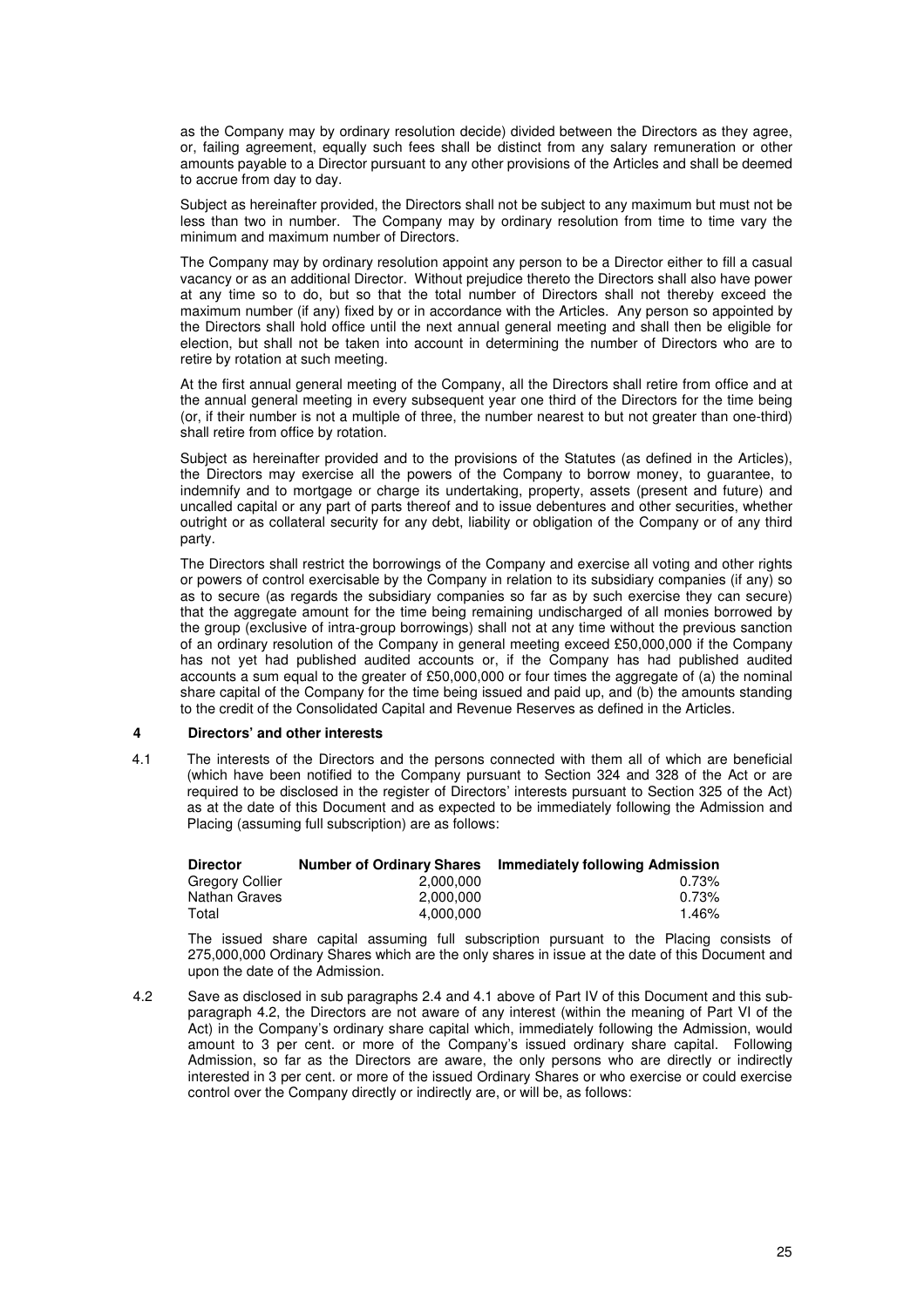as the Company may by ordinary resolution decide) divided between the Directors as they agree, or, failing agreement, equally such fees shall be distinct from any salary remuneration or other amounts payable to a Director pursuant to any other provisions of the Articles and shall be deemed to accrue from day to day.

Subject as hereinafter provided, the Directors shall not be subject to any maximum but must not be less than two in number. The Company may by ordinary resolution from time to time vary the minimum and maximum number of Directors.

The Company may by ordinary resolution appoint any person to be a Director either to fill a casual vacancy or as an additional Director. Without prejudice thereto the Directors shall also have power at any time so to do, but so that the total number of Directors shall not thereby exceed the maximum number (if any) fixed by or in accordance with the Articles. Any person so appointed by the Directors shall hold office until the next annual general meeting and shall then be eligible for election, but shall not be taken into account in determining the number of Directors who are to retire by rotation at such meeting.

At the first annual general meeting of the Company, all the Directors shall retire from office and at the annual general meeting in every subsequent year one third of the Directors for the time being (or, if their number is not a multiple of three, the number nearest to but not greater than one-third) shall retire from office by rotation.

Subject as hereinafter provided and to the provisions of the Statutes (as defined in the Articles), the Directors may exercise all the powers of the Company to borrow money, to guarantee, to indemnify and to mortgage or charge its undertaking, property, assets (present and future) and uncalled capital or any part of parts thereof and to issue debentures and other securities, whether outright or as collateral security for any debt, liability or obligation of the Company or of any third party.

The Directors shall restrict the borrowings of the Company and exercise all voting and other rights or powers of control exercisable by the Company in relation to its subsidiary companies (if any) so as to secure (as regards the subsidiary companies so far as by such exercise they can secure) that the aggregate amount for the time being remaining undischarged of all monies borrowed by the group (exclusive of intra-group borrowings) shall not at any time without the previous sanction of an ordinary resolution of the Company in general meeting exceed £50,000,000 if the Company has not yet had published audited accounts or, if the Company has had published audited accounts a sum equal to the greater of £50,000,000 or four times the aggregate of (a) the nominal share capital of the Company for the time being issued and paid up, and (b) the amounts standing to the credit of the Consolidated Capital and Revenue Reserves as defined in the Articles.

## 4 Directors' and other interests

4.1 The interests of the Directors and the persons connected with them all of which are beneficial (which have been notified to the Company pursuant to Section 324 and 328 of the Act or are required to be disclosed in the register of Directors' interests pursuant to Section 325 of the Act) as at the date of this Document and as expected to be immediately following the Admission and Placing (assuming full subscription) are as follows:

| Director | Number of Ordinary Shares | Immediately following Admission |
|---|---|---|
| Gregory Collier | 2,000,000 | 0.73% |
| Nathan Graves | 2,000,000 | 0.73% |
| Total | 4,000,000 | 1.46% |

The issued share capital assuming full subscription pursuant to the Placing consists of 275,000,000 Ordinary Shares which are the only shares in issue at the date of this Document and upon the date of the Admission.

4.2 Save as disclosed in sub paragraphs 2.4 and 4.1 above of Part IV of this Document and this sub-paragraph 4.2, the Directors are not aware of any interest (within the meaning of Part VI of the Act) in the Company's ordinary share capital which, immediately following the Admission, would amount to 3 per cent. or more of the Company's issued ordinary share capital. Following Admission, so far as the Directors are aware, the only persons who are directly or indirectly interested in 3 per cent. or more of the issued Ordinary Shares or who exercise or could exercise control over the Company directly or indirectly are, or will be, as follows: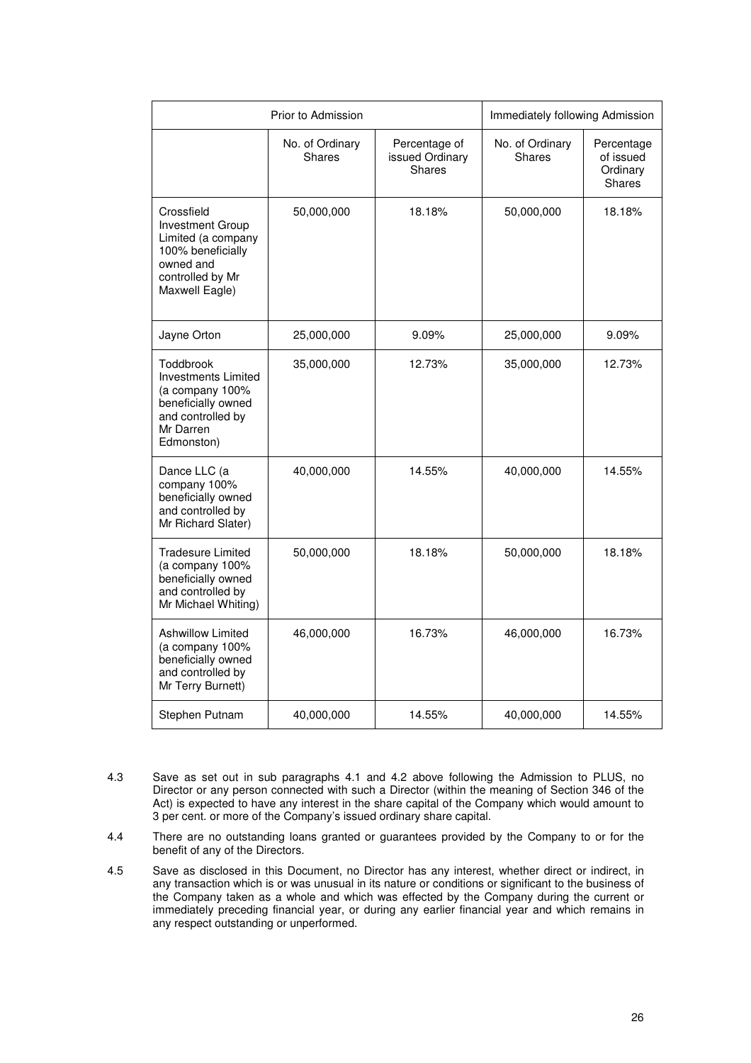| | Prior to Admission | | Immediately following Admission | |
|---|---|---|---|---|
| | No. of Ordinary Shares | Percentage of issued Ordinary Shares | No. of Ordinary Shares | Percentage of issued Ordinary Shares |
| Crossfield Investment Group Limited (a company 100% beneficially owned and controlled by Mr Maxwell Eagle) | 50,000,000 | 18.18% | 50,000,000 | 18.18% |
| Jayne Orton | 25,000,000 | 9.09% | 25,000,000 | 9.09% |
| Toddbrook Investments Limited (a company 100% beneficially owned and controlled by Mr Darren Edmonston) | 35,000,000 | 12.73% | 35,000,000 | 12.73% |
| Dance LLC (a company 100% beneficially owned and controlled by Mr Richard Slater) | 40,000,000 | 14.55% | 40,000,000 | 14.55% |
| Tradesure Limited (a company 100% beneficially owned and controlled by Mr Michael Whiting) | 50,000,000 | 18.18% | 50,000,000 | 18.18% |
| Ashwillow Limited (a company 100% beneficially owned and controlled by Mr Terry Burnett) | 46,000,000 | 16.73% | 46,000,000 | 16.73% |
| Stephen Putnam | 40,000,000 | 14.55% | 40,000,000 | 14.55% |

4.3 Save as set out in sub paragraphs 4.1 and 4.2 above following the Admission to PLUS, no Director or any person connected with such a Director (within the meaning of Section 346 of the Act) is expected to have any interest in the share capital of the Company which would amount to 3 per cent. or more of the Company's issued ordinary share capital.

4.4 There are no outstanding loans granted or guarantees provided by the Company to or for the benefit of any of the Directors.

4.5 Save as disclosed in this Document, no Director has any interest, whether direct or indirect, in any transaction which is or was unusual in its nature or conditions or significant to the business of the Company taken as a whole and which was effected by the Company during the current or immediately preceding financial year, or during any earlier financial year and which remains in any respect outstanding or unperformed.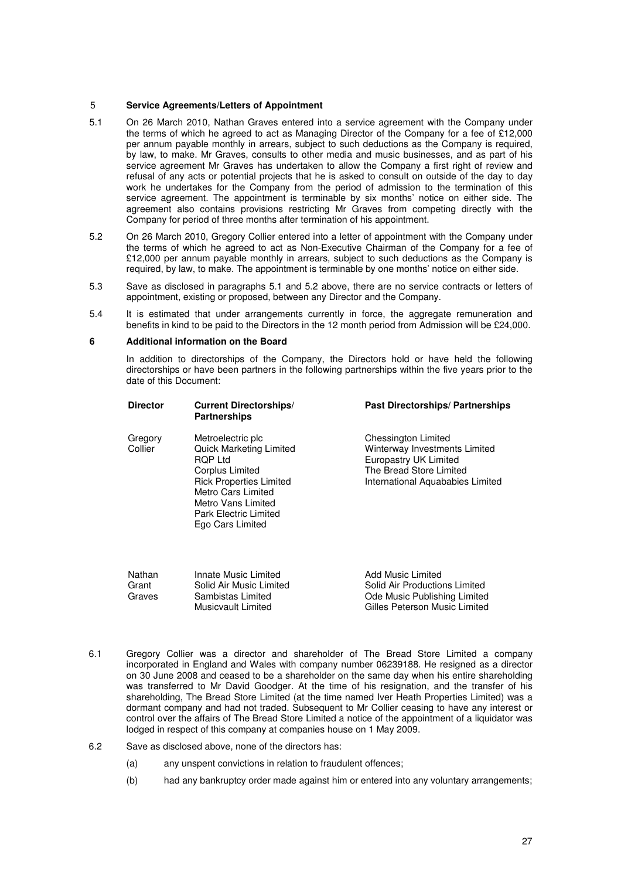## 5 Service Agreements/Letters of Appointment

5.1 On 26 March 2010, Nathan Graves entered into a service agreement with the Company under the terms of which he agreed to act as Managing Director of the Company for a fee of £12,000 per annum payable monthly in arrears, subject to such deductions as the Company is required, by law, to make. Mr Graves, consults to other media and music businesses, and as part of his service agreement Mr Graves has undertaken to allow the Company a first right of review and refusal of any acts or potential projects that he is asked to consult on outside of the day to day work he undertakes for the Company from the period of admission to the termination of this service agreement. The appointment is terminable by six months' notice on either side. The agreement also contains provisions restricting Mr Graves from competing directly with the Company for period of three months after termination of his appointment.

5.2 On 26 March 2010, Gregory Collier entered into a letter of appointment with the Company under the terms of which he agreed to act as Non-Executive Chairman of the Company for a fee of £12,000 per annum payable monthly in arrears, subject to such deductions as the Company is required, by law, to make. The appointment is terminable by one months' notice on either side.

5.3 Save as disclosed in paragraphs 5.1 and 5.2 above, there are no service contracts or letters of appointment, existing or proposed, between any Director and the Company.

5.4 It is estimated that under arrangements currently in force, the aggregate remuneration and benefits in kind to be paid to the Directors in the 12 month period from Admission will be £24,000.

## 6 Additional information on the Board

In addition to directorships of the Company, the Directors hold or have held the following directorships or have been partners in the following partnerships within the five years prior to the date of this Document:

| Director | Current Directorships/ Partnerships | Past Directorships/ Partnerships |
|---|---|---|
| Gregory Collier | Metroelectric plc<br>Quick Marketing Limited<br>RQP Ltd<br>Corplus Limited<br>Rick Properties Limited<br>Metro Cars Limited<br>Metro Vans Limited<br>Park Electric Limited<br>Ego Cars Limited | Chessington Limited<br>Winterway Investments Limited<br>Europastry UK Limited<br>The Bread Store Limited<br>International Aquababies Limited |
| Nathan Grant Graves | Innate Music Limited<br>Solid Air Music Limited<br>Sambistas Limited<br>Musicvault Limited | Add Music Limited<br>Solid Air Productions Limited<br>Ode Music Publishing Limited<br>Gilles Peterson Music Limited |

6.1 Gregory Collier was a director and shareholder of The Bread Store Limited a company incorporated in England and Wales with company number 06239188. He resigned as a director on 30 June 2008 and ceased to be a shareholder on the same day when his entire shareholding was transferred to Mr David Goodger. At the time of his resignation, and the transfer of his shareholding, The Bread Store Limited (at the time named Iver Heath Properties Limited) was a dormant company and had not traded. Subsequent to Mr Collier ceasing to have any interest or control over the affairs of The Bread Store Limited a notice of the appointment of a liquidator was lodged in respect of this company at companies house on 1 May 2009.

6.2 Save as disclosed above, none of the directors has:

(a) any unspent convictions in relation to fraudulent offences;

(b) had any bankruptcy order made against him or entered into any voluntary arrangements;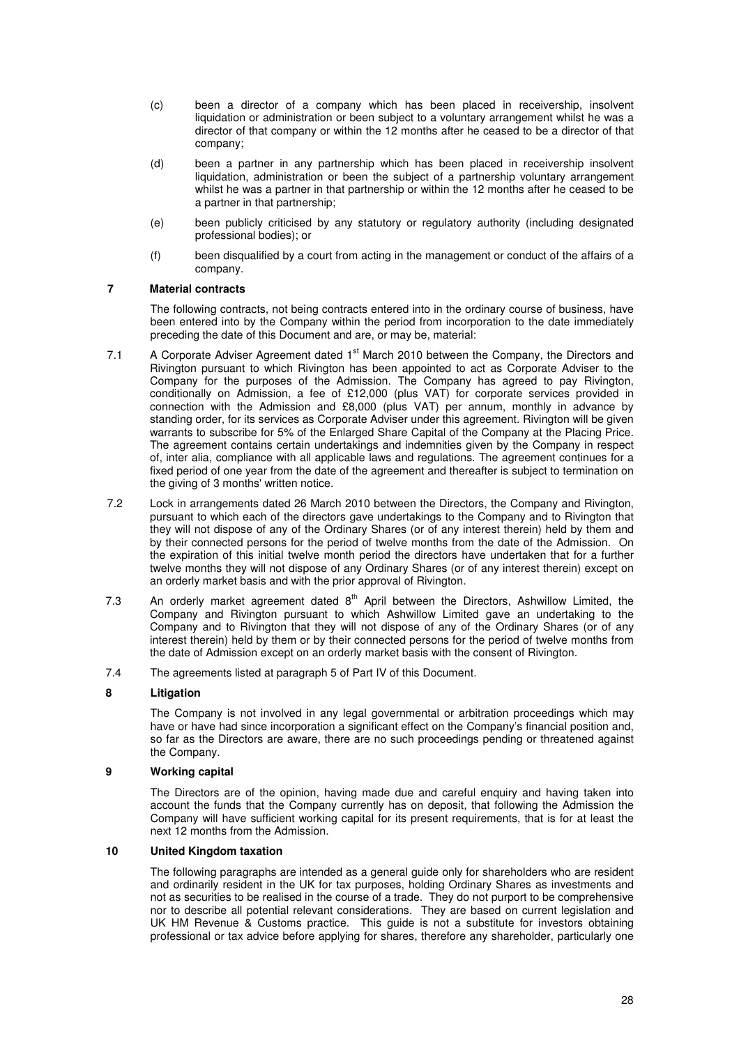(c) been a director of a company which has been placed in receivership, insolvent liquidation or administration or been subject to a voluntary arrangement whilst he was a director of that company or within the 12 months after he ceased to be a director of that company;

(d) been a partner in any partnership which has been placed in receivership insolvent liquidation, administration or been the subject of a partnership voluntary arrangement whilst he was a partner in that partnership or within the 12 months after he ceased to be a partner in that partnership;

(e) been publicly criticised by any statutory or regulatory authority (including designated professional bodies); or

(f) been disqualified by a court from acting in the management or conduct of the affairs of a company.

## 7 Material contracts

The following contracts, not being contracts entered into in the ordinary course of business, have been entered into by the Company within the period from incorporation to the date immediately preceding the date of this Document and are, or may be, material:

7.1 A Corporate Adviser Agreement dated 1st March 2010 between the Company, the Directors and Rivington pursuant to which Rivington has been appointed to act as Corporate Adviser to the Company for the purposes of the Admission. The Company has agreed to pay Rivington, conditionally on Admission, a fee of £12,000 (plus VAT) for corporate services provided in connection with the Admission and £8,000 (plus VAT) per annum, monthly in advance by standing order, for its services as Corporate Adviser under this agreement. Rivington will be given warrants to subscribe for 5% of the Enlarged Share Capital of the Company at the Placing Price. The agreement contains certain undertakings and indemnities given by the Company in respect of, inter alia, compliance with all applicable laws and regulations. The agreement continues for a fixed period of one year from the date of the agreement and thereafter is subject to termination on the giving of 3 months' written notice.

7.2 Lock in arrangements dated 26 March 2010 between the Directors, the Company and Rivington, pursuant to which each of the directors gave undertakings to the Company and to Rivington that they will not dispose of any of the Ordinary Shares (or of any interest therein) held by them and by their connected persons for the period of twelve months from the date of the Admission. On the expiration of this initial twelve month period the directors have undertaken that for a further twelve months they will not dispose of any Ordinary Shares (or of any interest therein) except on an orderly market basis and with the prior approval of Rivington.

7.3 An orderly market agreement dated 8th April between the Directors, Ashwillow Limited, the Company and Rivington pursuant to which Ashwillow Limited gave an undertaking to the Company and to Rivington that they will not dispose of any of the Ordinary Shares (or of any interest therein) held by them or by their connected persons for the period of twelve months from the date of Admission except on an orderly market basis with the consent of Rivington.

7.4 The agreements listed at paragraph 5 of Part IV of this Document.

## 8 Litigation

The Company is not involved in any legal governmental or arbitration proceedings which may have or have had since incorporation a significant effect on the Company's financial position and, so far as the Directors are aware, there are no such proceedings pending or threatened against the Company.

## 9 Working capital

The Directors are of the opinion, having made due and careful enquiry and having taken into account the funds that the Company currently has on deposit, that following the Admission the Company will have sufficient working capital for its present requirements, that is for at least the next 12 months from the Admission.

## 10 United Kingdom taxation

The following paragraphs are intended as a general guide only for shareholders who are resident and ordinarily resident in the UK for tax purposes, holding Ordinary Shares as investments and not as securities to be realised in the course of a trade. They do not purport to be comprehensive nor to describe all potential relevant considerations. They are based on current legislation and UK HM Revenue & Customs practice. This guide is not a substitute for investors obtaining professional or tax advice before applying for shares, therefore any shareholder, particularly one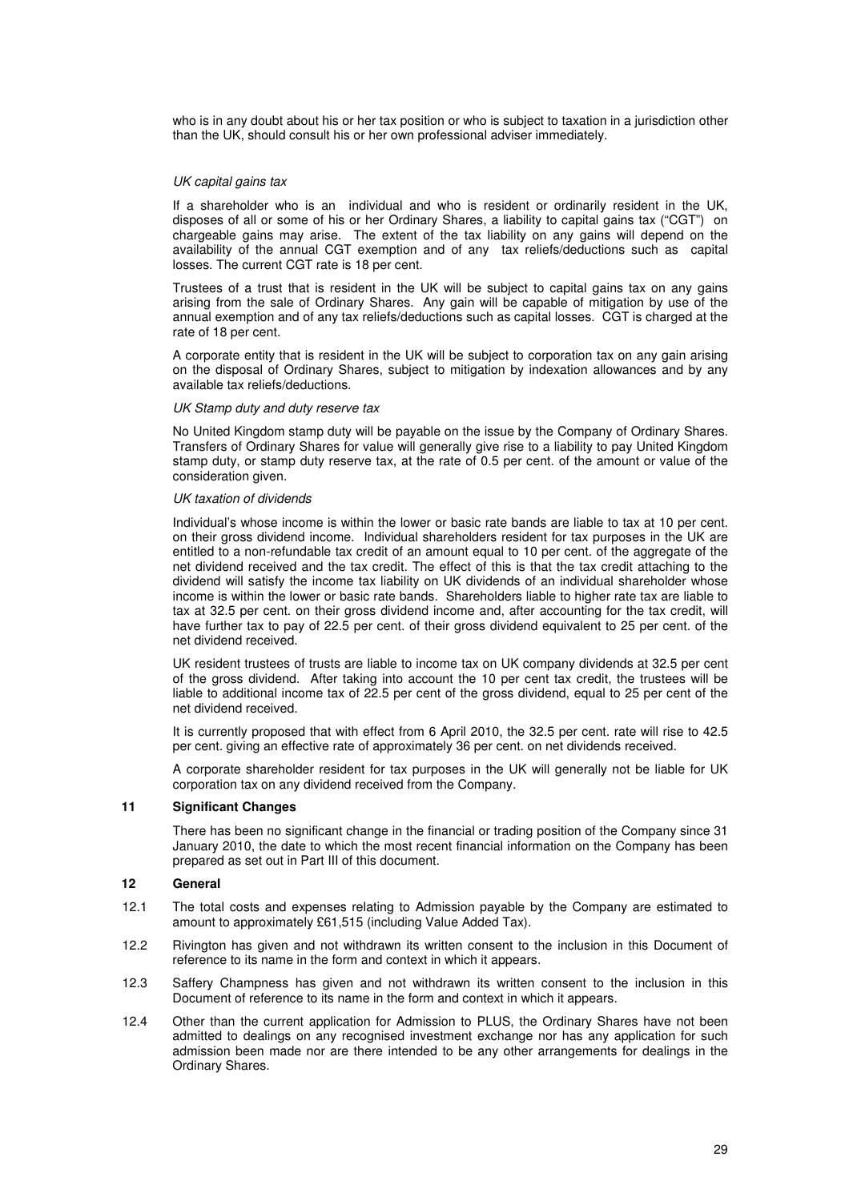who is in any doubt about his or her tax position or who is subject to taxation in a jurisdiction other than the UK, should consult his or her own professional adviser immediately.

*UK capital gains tax*

If a shareholder who is an individual and who is resident or ordinarily resident in the UK, disposes of all or some of his or her Ordinary Shares, a liability to capital gains tax ("CGT") on chargeable gains may arise. The extent of the tax liability on any gains will depend on the availability of the annual CGT exemption and of any tax reliefs/deductions such as capital losses. The current CGT rate is 18 per cent.

Trustees of a trust that is resident in the UK will be subject to capital gains tax on any gains arising from the sale of Ordinary Shares. Any gain will be capable of mitigation by use of the annual exemption and of any tax reliefs/deductions such as capital losses. CGT is charged at the rate of 18 per cent.

A corporate entity that is resident in the UK will be subject to corporation tax on any gain arising on the disposal of Ordinary Shares, subject to mitigation by indexation allowances and by any available tax reliefs/deductions.

*UK Stamp duty and duty reserve tax*

No United Kingdom stamp duty will be payable on the issue by the Company of Ordinary Shares. Transfers of Ordinary Shares for value will generally give rise to a liability to pay United Kingdom stamp duty, or stamp duty reserve tax, at the rate of 0.5 per cent. of the amount or value of the consideration given.

*UK taxation of dividends*

Individual's whose income is within the lower or basic rate bands are liable to tax at 10 per cent. on their gross dividend income. Individual shareholders resident for tax purposes in the UK are entitled to a non-refundable tax credit of an amount equal to 10 per cent. of the aggregate of the net dividend received and the tax credit. The effect of this is that the tax credit attaching to the dividend will satisfy the income tax liability on UK dividends of an individual shareholder whose income is within the lower or basic rate bands. Shareholders liable to higher rate tax are liable to tax at 32.5 per cent. on their gross dividend income and, after accounting for the tax credit, will have further tax to pay of 22.5 per cent. of their gross dividend equivalent to 25 per cent. of the net dividend received.

UK resident trustees of trusts are liable to income tax on UK company dividends at 32.5 per cent of the gross dividend. After taking into account the 10 per cent tax credit, the trustees will be liable to additional income tax of 22.5 per cent of the gross dividend, equal to 25 per cent of the net dividend received.

It is currently proposed that with effect from 6 April 2010, the 32.5 per cent. rate will rise to 42.5 per cent. giving an effective rate of approximately 36 per cent. on net dividends received.

A corporate shareholder resident for tax purposes in the UK will generally not be liable for UK corporation tax on any dividend received from the Company.

## 11 Significant Changes

There has been no significant change in the financial or trading position of the Company since 31 January 2010, the date to which the most recent financial information on the Company has been prepared as set out in Part III of this document.

## 12 General

12.1 The total costs and expenses relating to Admission payable by the Company are estimated to amount to approximately £61,515 (including Value Added Tax).

12.2 Rivington has given and not withdrawn its written consent to the inclusion in this Document of reference to its name in the form and context in which it appears.

12.3 Saffery Champness has given and not withdrawn its written consent to the inclusion in this Document of reference to its name in the form and context in which it appears.

12.4 Other than the current application for Admission to PLUS, the Ordinary Shares have not been admitted to dealings on any recognised investment exchange nor has any application for such admission been made nor are there intended to be any other arrangements for dealings in the Ordinary Shares.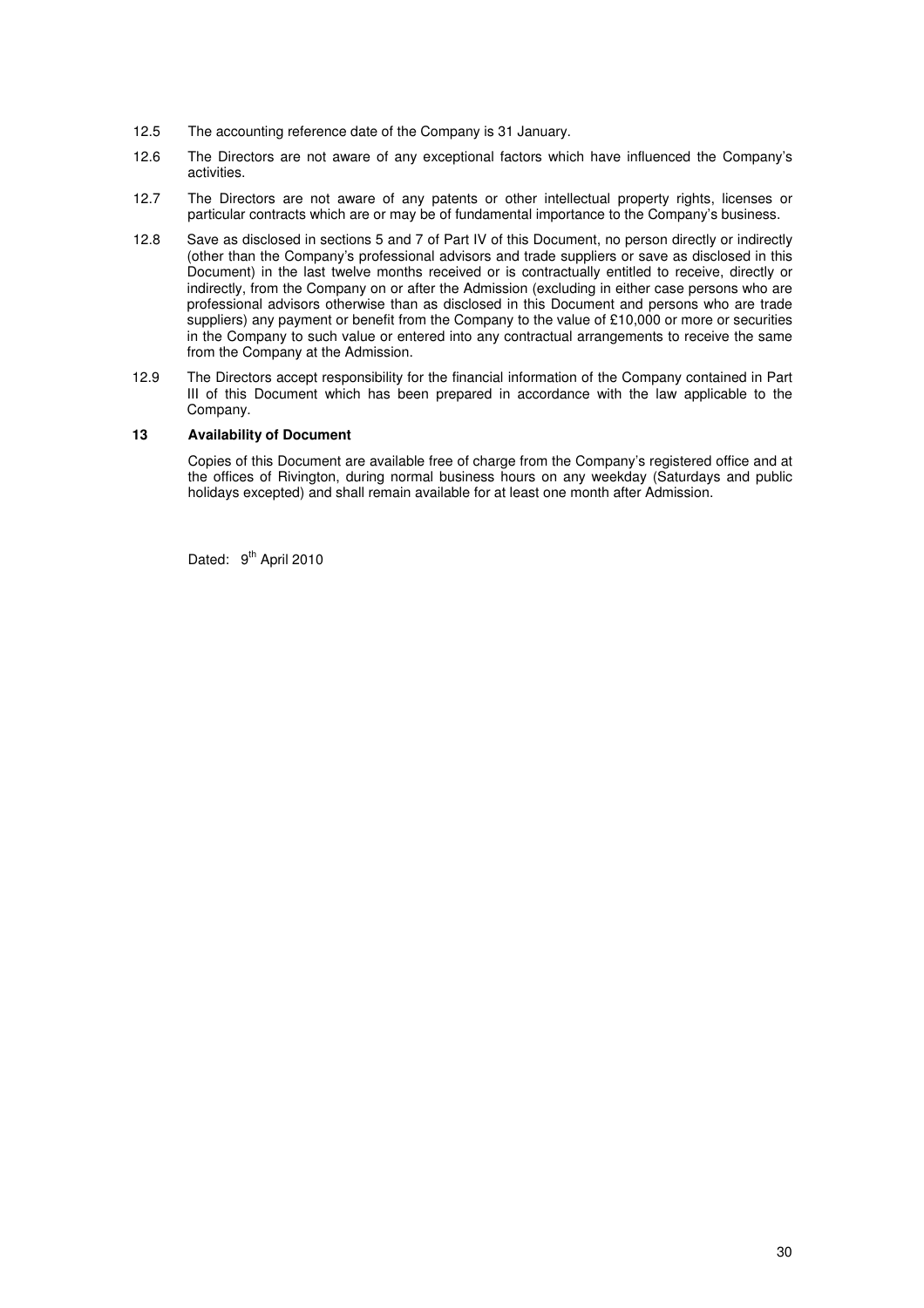12.5 The accounting reference date of the Company is 31 January.

12.6 The Directors are not aware of any exceptional factors which have influenced the Company's activities.

12.7 The Directors are not aware of any patents or other intellectual property rights, licenses or particular contracts which are or may be of fundamental importance to the Company's business.

12.8 Save as disclosed in sections 5 and 7 of Part IV of this Document, no person directly or indirectly (other than the Company's professional advisors and trade suppliers or save as disclosed in this Document) in the last twelve months received or is contractually entitled to receive, directly or indirectly, from the Company on or after the Admission (excluding in either case persons who are professional advisors otherwise than as disclosed in this Document and persons who are trade suppliers) any payment or benefit from the Company to the value of £10,000 or more or securities in the Company to such value or entered into any contractual arrangements to receive the same from the Company at the Admission.

12.9 The Directors accept responsibility for the financial information of the Company contained in Part III of this Document which has been prepared in accordance with the law applicable to the Company.

**13 Availability of Document**

Copies of this Document are available free of charge from the Company's registered office and at the offices of Rivington, during normal business hours on any weekday (Saturdays and public holidays excepted) and shall remain available for at least one month after Admission.

Dated: 9th April 2010